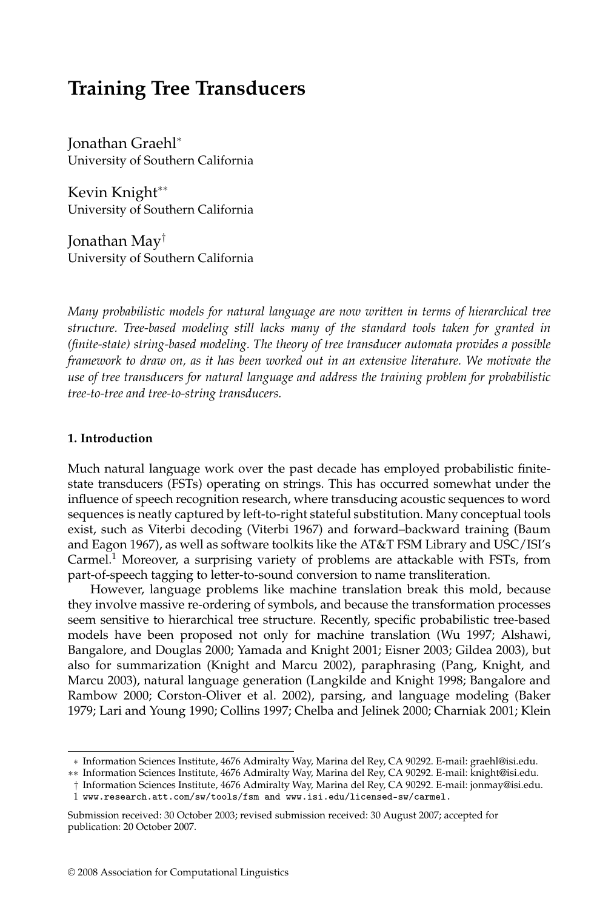# Training Tree Transducers

Jonathan Graehl[*]
University of Southern California

Kevin Knight[**]
University of Southern California

Jonathan May[†]
University of Southern California

*Many probabilistic models for natural language are now written in terms of hierarchical tree structure. Tree-based modeling still lacks many of the standard tools taken for granted in (finite-state) string-based modeling. The theory of tree transducer automata provides a possible framework to draw on, as it has been worked out in an extensive literature. We motivate the use of tree transducers for natural language and address the training problem for probabilistic tree-to-tree and tree-to-string transducers.*

## 1. Introduction

Much natural language work over the past decade has employed probabilistic finite-state transducers (FSTs) operating on strings. This has occurred somewhat under the influence of speech recognition research, where transducing acoustic sequences to word sequences is neatly captured by left-to-right stateful substitution. Many conceptual tools exist, such as Viterbi decoding (Viterbi 1967) and forward–backward training (Baum and Eagon 1967), as well as software toolkits like the AT&T FSM Library and USC/ISI's Carmel.[1] Moreover, a surprising variety of problems are attackable with FSTs, from part-of-speech tagging to letter-to-sound conversion to name transliteration.

However, language problems like machine translation break this mold, because they involve massive re-ordering of symbols, and because the transformation processes seem sensitive to hierarchical tree structure. Recently, specific probabilistic tree-based models have been proposed not only for machine translation (Wu 1997; Alshawi, Bangalore, and Douglas 2000; Yamada and Knight 2001; Eisner 2003; Gildea 2003), but also for summarization (Knight and Marcu 2002), paraphrasing (Pang, Knight, and Marcu 2003), natural language generation (Langkilde and Knight 1998; Bangalore and Rambow 2000; Corston-Oliver et al. 2002), parsing, and language modeling (Baker 1979; Lari and Young 1990; Collins 1997; Chelba and Jelinek 2000; Charniak 2001; Klein

---

[*] Information Sciences Institute, 4676 Admiralty Way, Marina del Rey, CA 90292. E-mail: graehl@isi.edu.
[**] Information Sciences Institute, 4676 Admiralty Way, Marina del Rey, CA 90292. E-mail: knight@isi.edu.
[†] Information Sciences Institute, 4676 Admiralty Way, Marina del Rey, CA 90292. E-mail: jonmay@isi.edu.
[1] www.research.att.com/sw/tools/fsm and www.isi.edu/licensed-sw/carmel.

Submission received: 30 October 2003; revised submission received: 30 August 2007; accepted for publication: 20 October 2007.

© 2008 Association for Computational Linguistics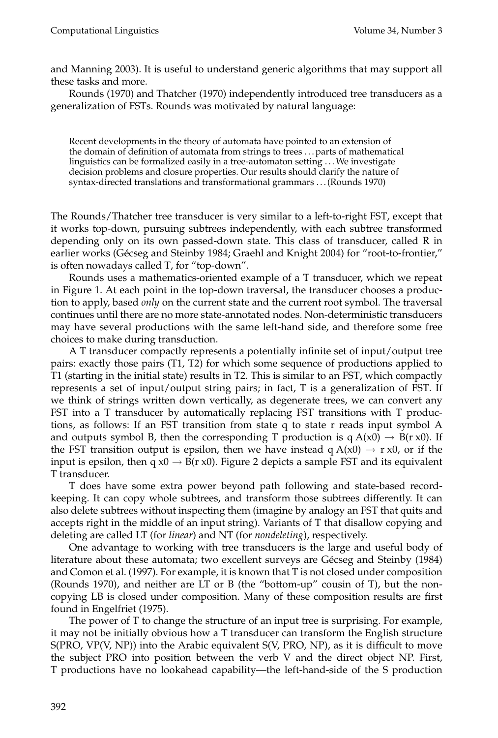and Manning 2003). It is useful to understand generic algorithms that may support all these tasks and more.

Rounds (1970) and Thatcher (1970) independently introduced tree transducers as a generalization of FSTs. Rounds was motivated by natural language:

> Recent developments in the theory of automata have pointed to an extension of the domain of definition of automata from strings to trees ... parts of mathematical linguistics can be formalized easily in a tree-automaton setting ... We investigate decision problems and closure properties. Our results should clarify the nature of syntax-directed translations and transformational grammars ... (Rounds 1970)

The Rounds/Thatcher tree transducer is very similar to a left-to-right FST, except that it works top-down, pursuing subtrees independently, with each subtree transformed depending only on its own passed-down state. This class of transducer, called R in earlier works (Gécseg and Steinby 1984; Graehl and Knight 2004) for "root-to-frontier," is often nowadays called T, for "top-down".

Rounds uses a mathematics-oriented example of a T transducer, which we repeat in Figure 1. At each point in the top-down traversal, the transducer chooses a production to apply, based *only* on the current state and the current root symbol. The traversal continues until there are no more state-annotated nodes. Non-deterministic transducers may have several productions with the same left-hand side, and therefore some free choices to make during transduction.

A T transducer compactly represents a potentially infinite set of input/output tree pairs: exactly those pairs (T1, T2) for which some sequence of productions applied to T1 (starting in the initial state) results in T2. This is similar to an FST, which compactly represents a set of input/output string pairs; in fact, T is a generalization of FST. If we think of strings written down vertically, as degenerate trees, we can convert any FST into a T transducer by automatically replacing FST transitions with T productions, as follows: If an FST transition from state q to state r reads input symbol A and outputs symbol B, then the corresponding T production is q A(x0) → B(r x0). If the FST transition output is epsilon, then we have instead q A(x0) → r x0, or if the input is epsilon, then q x0 → B(r x0). Figure 2 depicts a sample FST and its equivalent T transducer.

T does have some extra power beyond path following and state-based record-keeping. It can copy whole subtrees, and transform those subtrees differently. It can also delete subtrees without inspecting them (imagine by analogy an FST that quits and accepts right in the middle of an input string). Variants of T that disallow copying and deleting are called LT (for *linear*) and NT (for *nondeleting*), respectively.

One advantage to working with tree transducers is the large and useful body of literature about these automata; two excellent surveys are Gécseg and Steinby (1984) and Comon et al. (1997). For example, it is known that T is not closed under composition (Rounds 1970), and neither are LT or B (the "bottom-up" cousin of T), but the non-copying LB is closed under composition. Many of these composition results are first found in Engelfriet (1975).

The power of T to change the structure of an input tree is surprising. For example, it may not be initially obvious how a T transducer can transform the English structure S(PRO, VP(V, NP)) into the Arabic equivalent S(V, PRO, NP), as it is difficult to move the subject PRO into position between the verb V and the direct object NP. First, T productions have no lookahead capability—the left-hand-side of the S production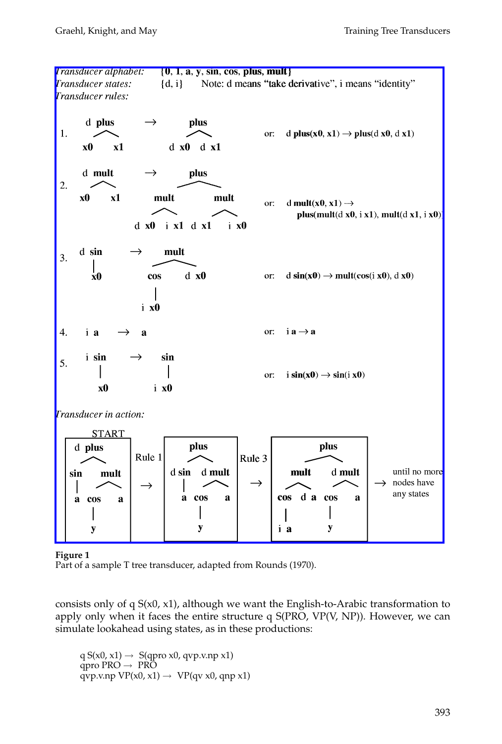*Transducer alphabet:* {**0**, **1**, **a**, **y**, **sin**, **cos**, **plus**, **mult**}

*Transducer states:* {d, i} Note: d means "take derivative", i means "identity"

*Transducer rules:*

1. d **plus(x0, x1)** → **plus**(d **x0**, d **x1**)

2. d **mult(x0, x1)** → **plus**(**mult**(d **x0**, i **x1**), **mult**(d **x1**, i **x0**))

3. d **sin(x0)** → **mult**(**cos**(i **x0**), d **x0**)

4. i **a** → **a**

5. i **sin(x0)** → **sin**(i **x0**)

*Transducer in action:*

START: d **plus**(**sin**(**a**), **mult**(**cos**(**y**), **a**)) —Rule 1→ **plus**(d **sin**(**a**), d **mult**(**cos**(**y**), **a**)) —Rule 3→ **plus**(**mult**(**cos**(i **a**), d **a**), d **mult**(**cos**(**y**), **a**)) → until no more nodes have any states

**Figure 1**
Part of a sample T tree transducer, adapted from Rounds (1970).

consists only of q S(x0, x1), although we want the English-to-Arabic transformation to apply only when it faces the entire structure q S(PRO, VP(V, NP)). However, we can simulate lookahead using states, as in these productions:

```
q S(x0, x1) →  S(qpro x0, qvp.v.np x1)
qpro PRO →  PRO
qvp.v.np VP(x0, x1) →  VP(qv x0, qnp x1)
```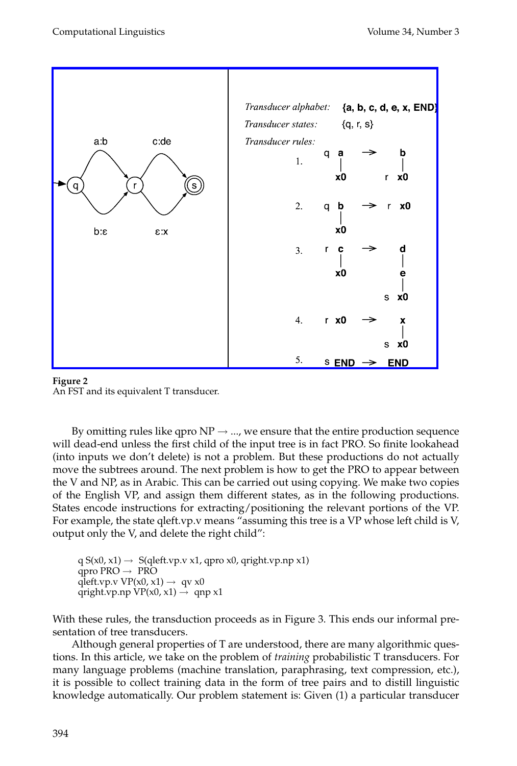**Figure 2**
An FST and its equivalent T transducer.

By omitting rules like qpro NP → ..., we ensure that the entire production sequence will dead-end unless the first child of the input tree is in fact PRO. So finite lookahead (into inputs we don't delete) is not a problem. But these productions do not actually move the subtrees around. The next problem is how to get the PRO to appear between the V and NP, as in Arabic. This can be carried out using copying. We make two copies of the English VP, and assign them different states, as in the following productions. States encode instructions for extracting/positioning the relevant portions of the VP. For example, the state qleft.vp.v means "assuming this tree is a VP whose left child is V, output only the V, and delete the right child":

```
q S(x0, x1) → S(qleft.vp.v x1, qpro x0, qright.vp.np x1)
qpro PRO → PRO
qleft.vp.v VP(x0, x1) → qv x0
qright.vp.np VP(x0, x1) → qnp x1
```

With these rules, the transduction proceeds as in Figure 3. This ends our informal presentation of tree transducers.

Although general properties of T are understood, there are many algorithmic questions. In this article, we take on the problem of *training* probabilistic T transducers. For many language problems (machine translation, paraphrasing, text compression, etc.), it is possible to collect training data in the form of tree pairs and to distill linguistic knowledge automatically. Our problem statement is: Given (1) a particular transducer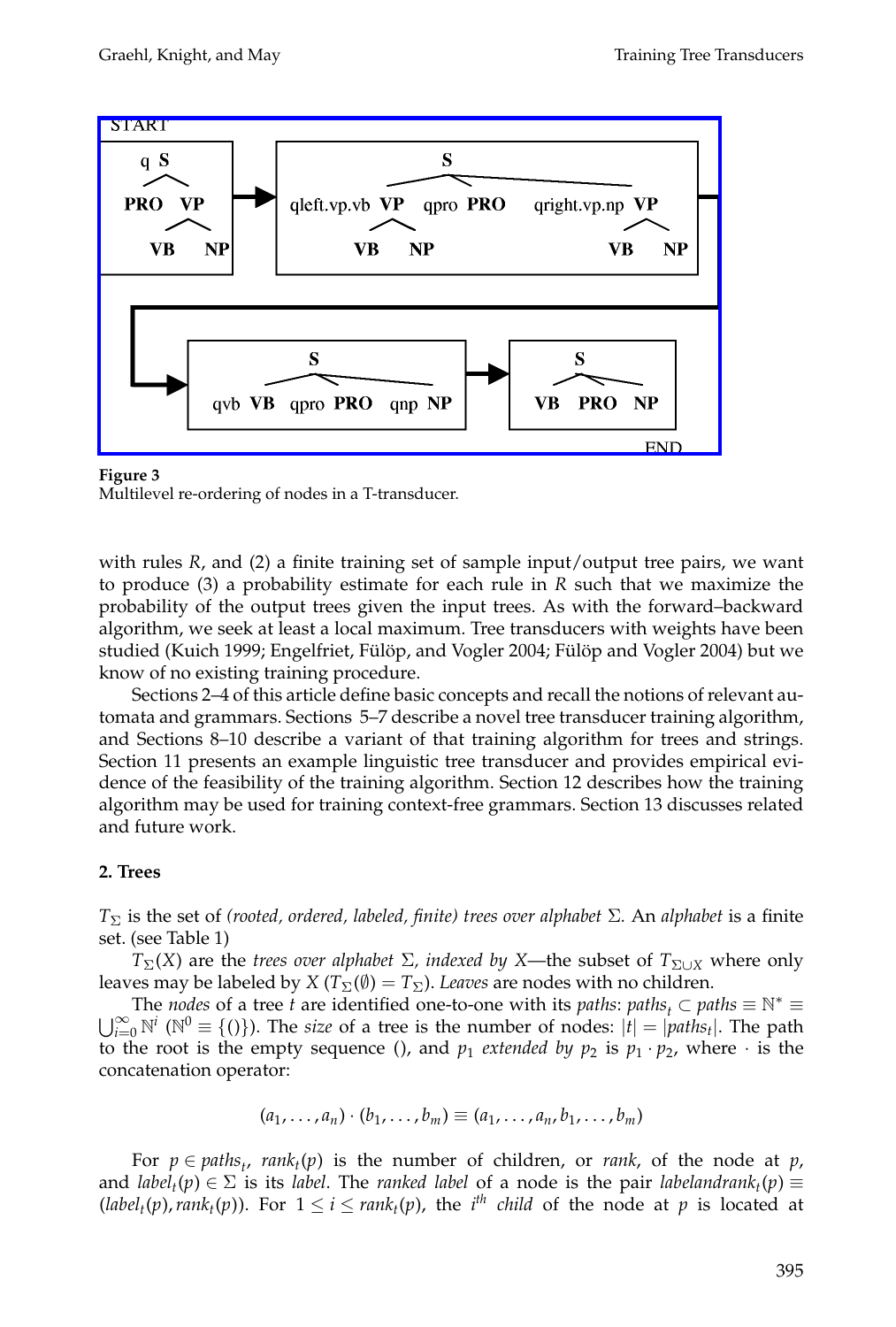**Figure 3**
Multilevel re-ordering of nodes in a T-transducer.

with rules $R$, and (2) a finite training set of sample input/output tree pairs, we want to produce (3) a probability estimate for each rule in $R$ such that we maximize the probability of the output trees given the input trees. As with the forward–backward algorithm, we seek at least a local maximum. Tree transducers with weights have been studied (Kuich 1999; Engelfriet, Fülöp, and Vogler 2004; Fülöp and Vogler 2004) but we know of no existing training procedure.

Sections 2–4 of this article define basic concepts and recall the notions of relevant automata and grammars. Sections 5–7 describe a novel tree transducer training algorithm, and Sections 8–10 describe a variant of that training algorithm for trees and strings. Section 11 presents an example linguistic tree transducer and provides empirical evidence of the feasibility of the training algorithm. Section 12 describes how the training algorithm may be used for training context-free grammars. Section 13 discusses related and future work.

## 2. Trees

$T_\Sigma$ is the set of *(rooted, ordered, labeled, finite) trees over alphabet* $\Sigma$. An *alphabet* is a finite set. (see Table 1)

$T_\Sigma(X)$ are the *trees over alphabet* $\Sigma$, *indexed by* $X$—the subset of $T_{\Sigma \cup X}$ where only leaves may be labeled by $X$ ($T_\Sigma(\emptyset) = T_\Sigma$). *Leaves* are nodes with no children.

The *nodes* of a tree $t$ are identified one-to-one with its *paths*: $paths_t \subset paths \equiv \mathbb{N}^* \equiv \bigcup_{i=0}^{\infty} \mathbb{N}^i$ ($\mathbb{N}^0 \equiv \{()\}$). The *size* of a tree is the number of nodes: $|t| = |paths_t|$. The path to the root is the empty sequence (), and $p_1$ *extended by* $p_2$ is $p_1 \cdot p_2$, where $\cdot$ is the concatenation operator:

$$(a_1, \ldots, a_n) \cdot (b_1, \ldots, b_m) \equiv (a_1, \ldots, a_n, b_1, \ldots, b_m)$$

For $p \in paths_t$, $rank_t(p)$ is the number of children, or *rank*, of the node at $p$, and $label_t(p) \in \Sigma$ is its *label*. The *ranked label* of a node is the pair $labelandrank_t(p) \equiv (label_t(p), rank_t(p))$. For $1 \leq i \leq rank_t(p)$, the $i^{th}$ *child* of the node at $p$ is located at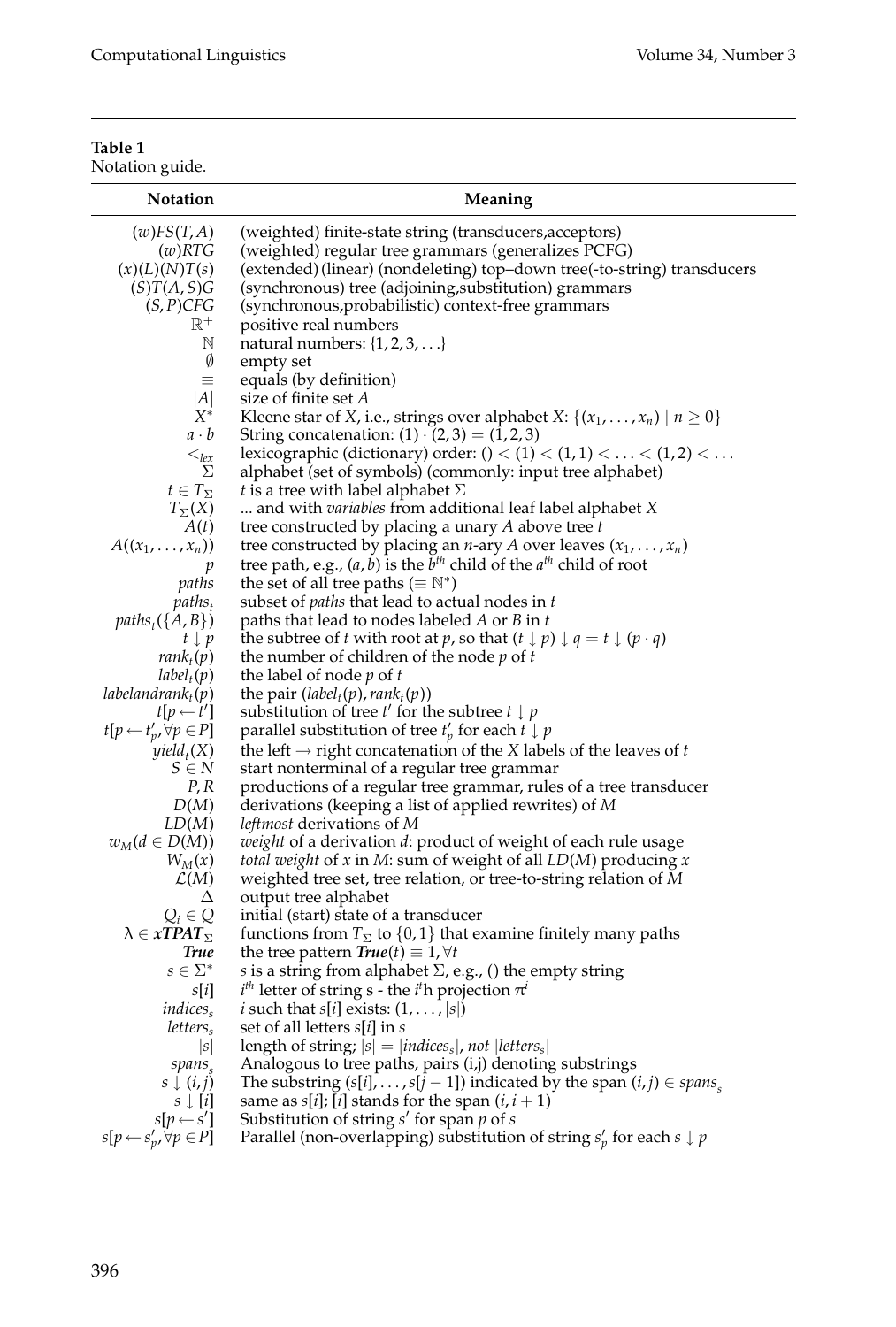**Table 1**
Notation guide.

| Notation | Meaning |
|---|---|
| $(w)FS(T,A)$ | (weighted) finite-state string (transducers,acceptors) |
| $(w)RTG$ | (weighted) regular tree grammars (generalizes PCFG) |
| $(x)(L)(N)T(s)$ | (extended)(linear) (nondeleting) top–down tree(-to-string) transducers |
| $(S)T(A,S)G$ | (synchronous) tree (adjoining,substitution) grammars |
| $(S,P)CFG$ | (synchronous,probabilistic) context-free grammars |
| $\mathbb{R}^+$ | positive real numbers |
| $\mathbb{N}$ | natural numbers: $\{1,2,3,\ldots\}$ |
| $\emptyset$ | empty set |
| $\equiv$ | equals (by definition) |
| $\lvert A \rvert$ | size of finite set $A$ |
| $X^*$ | Kleene star of $X$, i.e., strings over alphabet $X$: $\{(x_1,\ldots,x_n) \mid n \geq 0\}$ |
| $a \cdot b$ | String concatenation: $(1)\cdot(2,3) = (1,2,3)$ |
| $<_{lex}$ | lexicographic (dictionary) order: $() < (1) < (1,1) < \ldots < (1,2) < \ldots$ |
| $\Sigma$ | alphabet (set of symbols) (commonly: input tree alphabet) |
| $t \in T_\Sigma$ | $t$ is a tree with label alphabet $\Sigma$ |
| $T_\Sigma(X)$ | ... and with *variables* from additional leaf label alphabet $X$ |
| $A(t)$ | tree constructed by placing a unary $A$ above tree $t$ |
| $A((x_1,\ldots,x_n))$ | tree constructed by placing an $n$-ary $A$ over leaves $(x_1,\ldots,x_n)$ |
| $p$ | tree path, e.g., $(a,b)$ is the $b^{th}$ child of the $a^{th}$ child of root |
| $paths$ | the set of all tree paths ($\equiv \mathbb{N}^*$) |
| $paths_t$ | subset of *paths* that lead to actual nodes in $t$ |
| $paths_t(\{A,B\})$ | paths that lead to nodes labeled $A$ or $B$ in $t$ |
| $t \downarrow p$ | the subtree of $t$ with root at $p$, so that $(t\downarrow p)\downarrow q = t \downarrow (p\cdot q)$ |
| $rank_t(p)$ | the number of children of the node $p$ of $t$ |
| $label_t(p)$ | the label of node $p$ of $t$ |
| $labelandrank_t(p)$ | the pair $(label_t(p), rank_t(p))$ |
| $t[p \leftarrow t']$ | substitution of tree $t'$ for the subtree $t \downarrow p$ |
| $t[p \leftarrow t'_p, \forall p \in P]$ | parallel substitution of tree $t'_p$ for each $t \downarrow p$ |
| $yield_t(X)$ | the left → right concatenation of the $X$ labels of the leaves of $t$ |
| $S \in N$ | start nonterminal of a regular tree grammar |
| $P, R$ | productions of a regular tree grammar, rules of a tree transducer |
| $D(M)$ | derivations (keeping a list of applied rewrites) of $M$ |
| $LD(M)$ | *leftmost* derivations of $M$ |
| $w_M(d \in D(M))$ | *weight* of a derivation $d$: product of weight of each rule usage |
| $W_M(x)$ | *total weight* of $x$ in $M$: sum of weight of all $LD(M)$ producing $x$ |
| $\mathcal{L}(M)$ | weighted tree set, tree relation, or tree-to-string relation of $M$ |
| $\Delta$ | output tree alphabet |
| $Q_i \in Q$ | initial (start) state of a transducer |
| $\lambda \in \boldsymbol{xTPAT}_\Sigma$ | functions from $T_\Sigma$ to $\{0,1\}$ that examine finitely many paths |
| ***True*** | the tree pattern $\boldsymbol{True}(t) \equiv 1, \forall t$ |
| $s \in \Sigma^*$ | $s$ is a string from alphabet $\Sigma$, e.g., $()$ the empty string |
| $s[i]$ | $i^{th}$ letter of string s - the $i$'h projection $\pi^i$ |
| $indices_s$ | $i$ such that $s[i]$ exists: $(1,\ldots,\lvert s \rvert)$ |
| $letters_s$ | set of all letters $s[i]$ in $s$ |
| $\lvert s \rvert$ | length of string; $\lvert s \rvert = \lvert indices_s \rvert$, *not* $\lvert letters_s \rvert$ |
| $spans_s$ | Analogous to tree paths, pairs (i,j) denoting substrings |
| $s \downarrow (i,j)$ | The substring $(s[i],\ldots,s[j-1])$ indicated by the span $(i,j) \in spans_s$ |
| $s \downarrow [i]$ | same as $s[i]$; $[i]$ stands for the span $(i,i+1)$ |
| $s[p \leftarrow s']$ | Substitution of string $s'$ for span $p$ of $s$ |
| $s[p \leftarrow s'_p, \forall p \in P]$ | Parallel (non-overlapping) substitution of string $s'_p$ for each $s \downarrow p$ |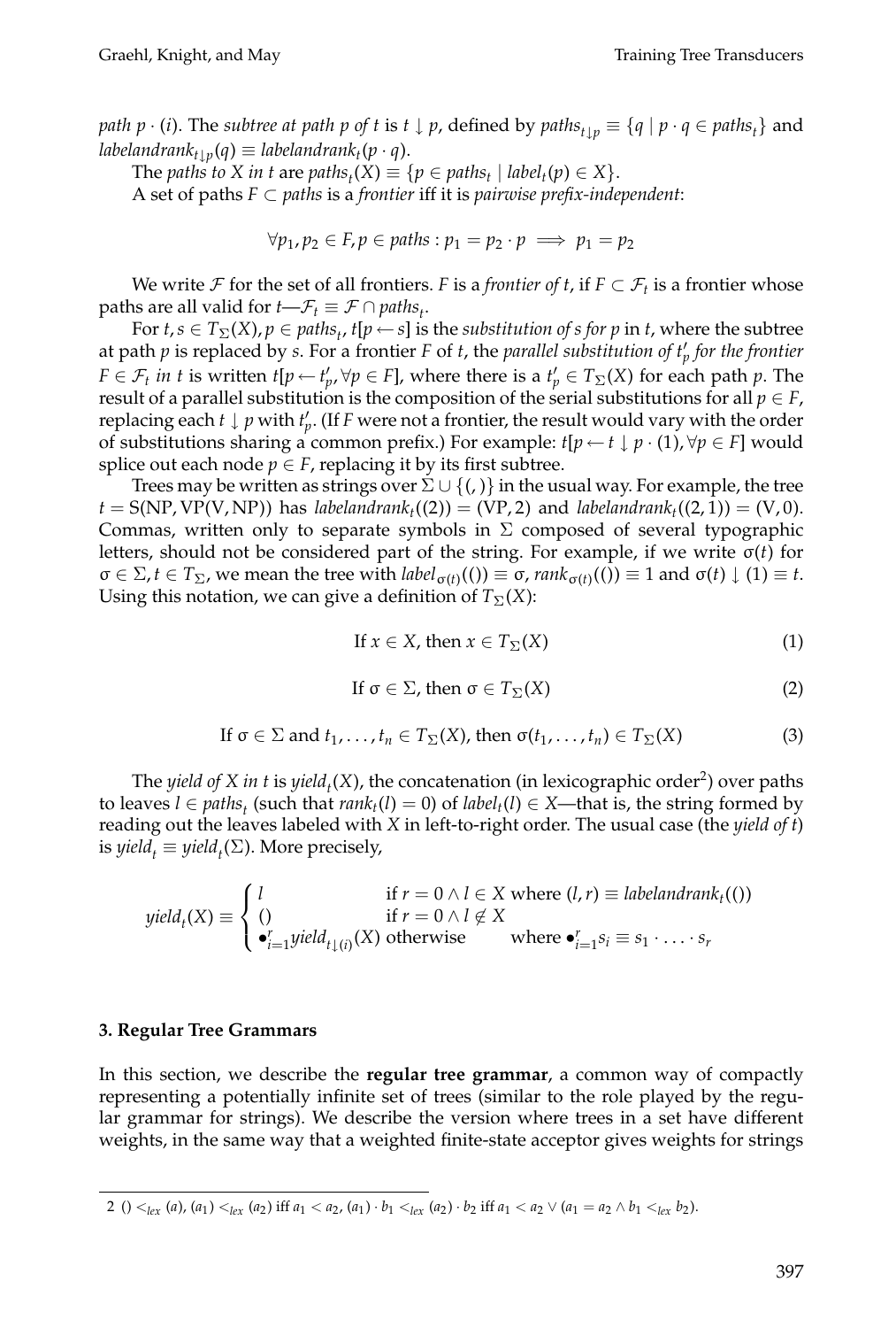*path* $p \cdot (i)$. The *subtree at path p of t* is $t \downarrow p$, defined by $paths_{t \downarrow p} \equiv \{q \mid p \cdot q \in paths_t\}$ and $labelandrank_{t \downarrow p}(q) \equiv labelandrank_t(p \cdot q)$.

The *paths to X in t* are $paths_t(X) \equiv \{p \in paths_t \mid label_t(p) \in X\}$.

A set of paths $F \subset paths$ is a *frontier* iff it is *pairwise prefix-independent*:

$$\forall p_1, p_2 \in F, p \in paths : p_1 = p_2 \cdot p \implies p_1 = p_2$$

We write $\mathcal{F}$ for the set of all frontiers. $F$ is a *frontier of t*, if $F \subset \mathcal{F}_t$ is a frontier whose paths are all valid for $t$—$\mathcal{F}_t \equiv \mathcal{F} \cap paths_t$.

For $t, s \in T_\Sigma(X), p \in paths_t$, $t[p \leftarrow s]$ is the *substitution of s for p in t*, where the subtree at path $p$ is replaced by $s$. For a frontier $F$ of $t$, the *parallel substitution of* $t'_p$ *for the frontier* $F \in \mathcal{F}_t$ *in t* is written $t[p \leftarrow t'_p, \forall p \in F]$, where there is a $t'_p \in T_\Sigma(X)$ for each path $p$. The result of a parallel substitution is the composition of the serial substitutions for all $p \in F$, replacing each $t \downarrow p$ with $t'_p$. (If $F$ were not a frontier, the result would vary with the order of substitutions sharing a common prefix.) For example: $t[p \leftarrow t \downarrow p \cdot (1), \forall p \in F]$ would splice out each node $p \in F$, replacing it by its first subtree.

Trees may be written as strings over $\Sigma \cup \{(,)\}$ in the usual way. For example, the tree $t = \mathrm{S(NP, VP(V, NP))}$ has $labelandrank_t((2)) = (\mathrm{VP}, 2)$ and $labelandrank_t((2,1)) = (\mathrm{V}, 0)$. Commas, written only to separate symbols in $\Sigma$ composed of several typographic letters, should not be considered part of the string. For example, if we write $\sigma(t)$ for $\sigma \in \Sigma, t \in T_\Sigma$, we mean the tree with $label_{\sigma(t)}(()) \equiv \sigma$, $rank_{\sigma(t)}(()) \equiv 1$ and $\sigma(t) \downarrow (1) \equiv t$. Using this notation, we can give a definition of $T_\Sigma(X)$:

$$\text{If } x \in X, \text{ then } x \in T_\Sigma(X) \tag{1}$$

$$\text{If } \sigma \in \Sigma, \text{ then } \sigma \in T_\Sigma(X) \tag{2}$$

$$\text{If } \sigma \in \Sigma \text{ and } t_1, \ldots, t_n \in T_\Sigma(X), \text{ then } \sigma(t_1, \ldots, t_n) \in T_\Sigma(X) \tag{3}$$

The *yield of X in t* is $yield_t(X)$, the concatenation (in lexicographic order[2]) over paths to leaves $l \in paths_t$ (such that $rank_t(l) = 0$) of $label_t(l) \in X$—that is, the string formed by reading out the leaves labeled with $X$ in left-to-right order. The usual case (the *yield of t*) is $yield_t \equiv yield_t(\Sigma)$. More precisely,

$$yield_t(X) \equiv \begin{cases} l & \text{if } r = 0 \wedge l \in X \text{ where } (l, r) \equiv labelandrank_t(()) \\ () & \text{if } r = 0 \wedge l \notin X \\ \bullet_{i=1}^{r} yield_{t \downarrow (i)}(X) \text{ otherwise} & \text{where } \bullet_{i=1}^{r} s_i \equiv s_1 \cdot \ldots \cdot s_r \end{cases}$$

## 3. Regular Tree Grammars

In this section, we describe the **regular tree grammar**, a common way of compactly representing a potentially infinite set of trees (similar to the role played by the regular grammar for strings). We describe the version where trees in a set have different weights, in the same way that a weighted finite-state acceptor gives weights for strings

---

2 $() <_{lex} (a)$, $(a_1) <_{lex} (a_2)$ iff $a_1 < a_2$, $(a_1) \cdot b_1 <_{lex} (a_2) \cdot b_2$ iff $a_1 < a_2 \vee (a_1 = a_2 \wedge b_1 <_{lex} b_2)$.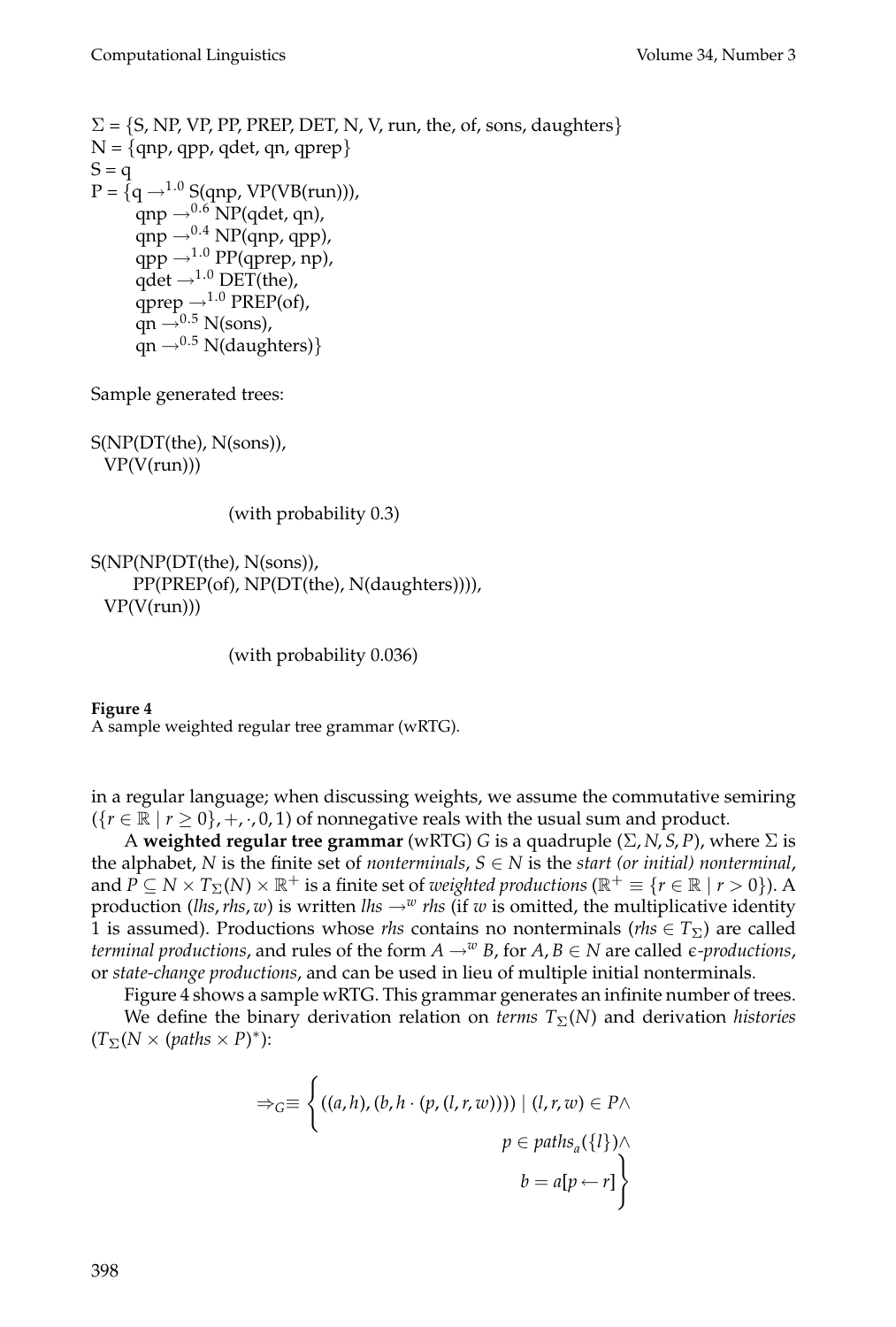$\Sigma$ = {S, NP, VP, PP, PREP, DET, N, V, run, the, of, sons, daughters}
N = {qnp, qpp, qdet, qn, qprep}
S = q
P = {q $\rightarrow^{1.0}$ S(qnp, VP(VB(run))),
    qnp $\rightarrow^{0.6}$ NP(qdet, qn),
    qnp $\rightarrow^{0.4}$ NP(qnp, qpp),
    qpp $\rightarrow^{1.0}$ PP(qprep, np),
    qdet $\rightarrow^{1.0}$ DET(the),
    qprep $\rightarrow^{1.0}$ PREP(of),
    qn $\rightarrow^{0.5}$ N(sons),
    qn $\rightarrow^{0.5}$ N(daughters)}

Sample generated trees:

S(NP(DT(the), N(sons)),
  VP(V(run)))

(with probability 0.3)

S(NP(NP(DT(the), N(sons)),
      PP(PREP(of), NP(DT(the), N(daughters)))),
  VP(V(run)))

(with probability 0.036)

**Figure 4**
A sample weighted regular tree grammar (wRTG).

in a regular language; when discussing weights, we assume the commutative semiring $(\{r \in \mathbb{R} \mid r \geq 0\}, +, \cdot, 0, 1)$ of nonnegative reals with the usual sum and product.

A **weighted regular tree grammar** (wRTG) $G$ is a quadruple $(\Sigma, N, S, P)$, where $\Sigma$ is the alphabet, $N$ is the finite set of *nonterminals*, $S \in N$ is the *start (or initial) nonterminal*, and $P \subseteq N \times T_\Sigma(N) \times \mathbb{R}^+$ is a finite set of *weighted productions* ($\mathbb{R}^+ \equiv \{r \in \mathbb{R} \mid r > 0\}$). A production $(lhs, rhs, w)$ is written $lhs \rightarrow^w rhs$ (if $w$ is omitted, the multiplicative identity 1 is assumed). Productions whose *rhs* contains no nonterminals ($rhs \in T_\Sigma$) are called *terminal productions*, and rules of the form $A \rightarrow^w B$, for $A, B \in N$ are called $\epsilon$*-productions*, or *state-change productions*, and can be used in lieu of multiple initial nonterminals.

Figure 4 shows a sample wRTG. This grammar generates an infinite number of trees.

We define the binary derivation relation on *terms* $T_\Sigma(N)$ and derivation *histories* $(T_\Sigma(N \times (paths \times P)^*)$:

$$\Rightarrow_G \equiv \left\{ ((a, h), (b, h \cdot (p, (l, r, w)))) \mid (l, r, w) \in P \wedge \\ p \in paths_a(\{l\}) \wedge \\ b = a[p \leftarrow r] \right\}$$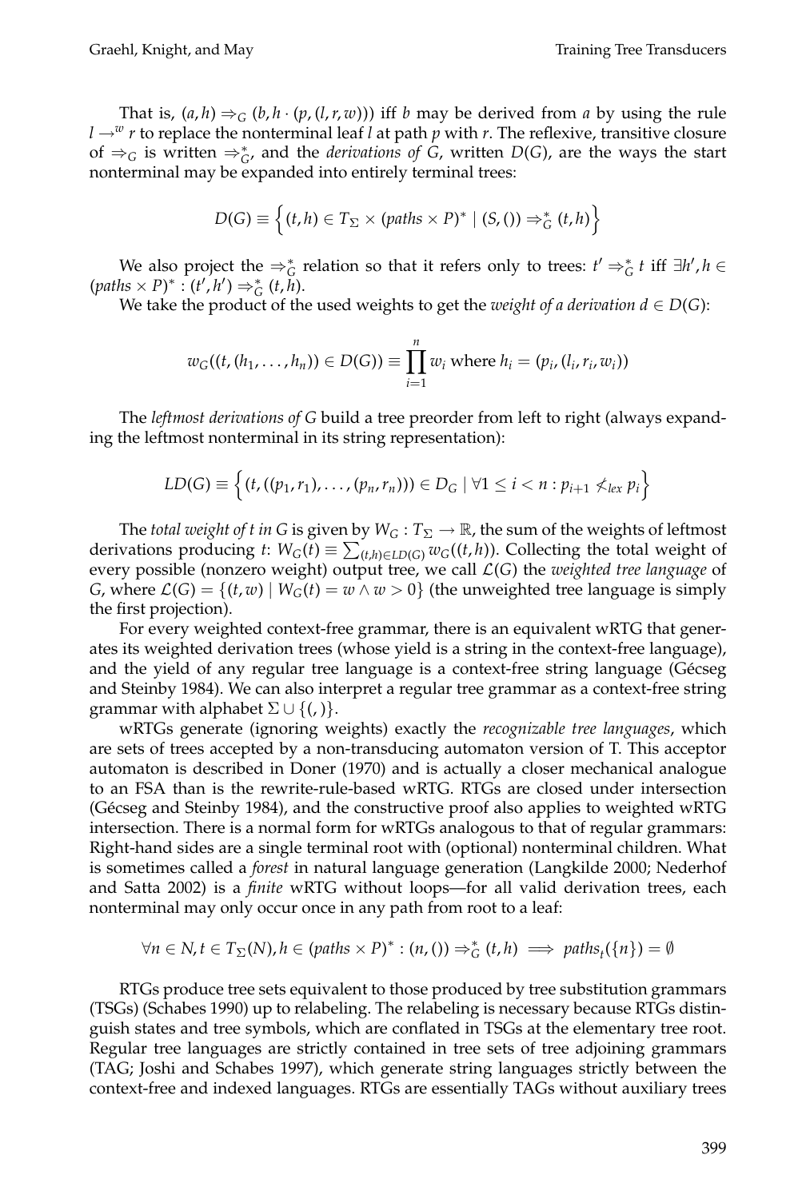That is, $(a, h) \Rightarrow_G (b, h \cdot (p, (l, r, w)))$ iff $b$ may be derived from $a$ by using the rule $l \rightarrow^w r$ to replace the nonterminal leaf $l$ at path $p$ with $r$. The reflexive, transitive closure of $\Rightarrow_G$ is written $\Rightarrow_G^*$, and the *derivations of G*, written $D(G)$, are the ways the start nonterminal may be expanded into entirely terminal trees:

$$D(G) \equiv \left\{ (t, h) \in T_\Sigma \times (paths \times P)^* \mid (S, ()) \Rightarrow_G^* (t, h) \right\}$$

We also project the $\Rightarrow_G^*$ relation so that it refers only to trees: $t' \Rightarrow_G^* t$ iff $\exists h', h \in (paths \times P)^* : (t', h') \Rightarrow_G^* (t, h)$.

We take the product of the used weights to get the *weight of a derivation* $d \in D(G)$:

$$w_G((t, (h_1, \ldots, h_n)) \in D(G)) \equiv \prod_{i=1}^{n} w_i \text{ where } h_i = (p_i, (l_i, r_i, w_i))$$

The *leftmost derivations of G* build a tree preorder from left to right (always expanding the leftmost nonterminal in its string representation):

$$LD(G) \equiv \left\{ (t, ((p_1, r_1), \ldots, (p_n, r_n))) \in D_G \mid \forall 1 \leq i < n : p_{i+1} \not<_{lex} p_i \right\}$$

The *total weight of t in G* is given by $W_G : T_\Sigma \rightarrow \mathbb{R}$, the sum of the weights of leftmost derivations producing $t$: $W_G(t) \equiv \sum_{(t,h) \in LD(G)} w_G((t, h))$. Collecting the total weight of every possible (nonzero weight) output tree, we call $\mathcal{L}(G)$ the *weighted tree language* of $G$, where $\mathcal{L}(G) = \{(t, w) \mid W_G(t) = w \wedge w > 0\}$ (the unweighted tree language is simply the first projection).

For every weighted context-free grammar, there is an equivalent wRTG that generates its weighted derivation trees (whose yield is a string in the context-free language), and the yield of any regular tree language is a context-free string language (Gécseg and Steinby 1984). We can also interpret a regular tree grammar as a context-free string grammar with alphabet $\Sigma \cup \{(, )\}$.

wRTGs generate (ignoring weights) exactly the *recognizable tree languages*, which are sets of trees accepted by a non-transducing automaton version of T. This acceptor automaton is described in Doner (1970) and is actually a closer mechanical analogue to an FSA than is the rewrite-rule-based wRTG. RTGs are closed under intersection (Gécseg and Steinby 1984), and the constructive proof also applies to weighted wRTG intersection. There is a normal form for wRTGs analogous to that of regular grammars: Right-hand sides are a single terminal root with (optional) nonterminal children. What is sometimes called a *forest* in natural language generation (Langkilde 2000; Nederhof and Satta 2002) is a *finite* wRTG without loops—for all valid derivation trees, each nonterminal may only occur once in any path from root to a leaf:

$$\forall n \in N, t \in T_\Sigma(N), h \in (paths \times P)^* : (n, ()) \Rightarrow_G^* (t, h) \implies paths_t(\{n\}) = \emptyset$$

RTGs produce tree sets equivalent to those produced by tree substitution grammars (TSGs) (Schabes 1990) up to relabeling. The relabeling is necessary because RTGs distinguish states and tree symbols, which are conflated in TSGs at the elementary tree root. Regular tree languages are strictly contained in tree sets of tree adjoining grammars (TAG; Joshi and Schabes 1997), which generate string languages strictly between the context-free and indexed languages. RTGs are essentially TAGs without auxiliary trees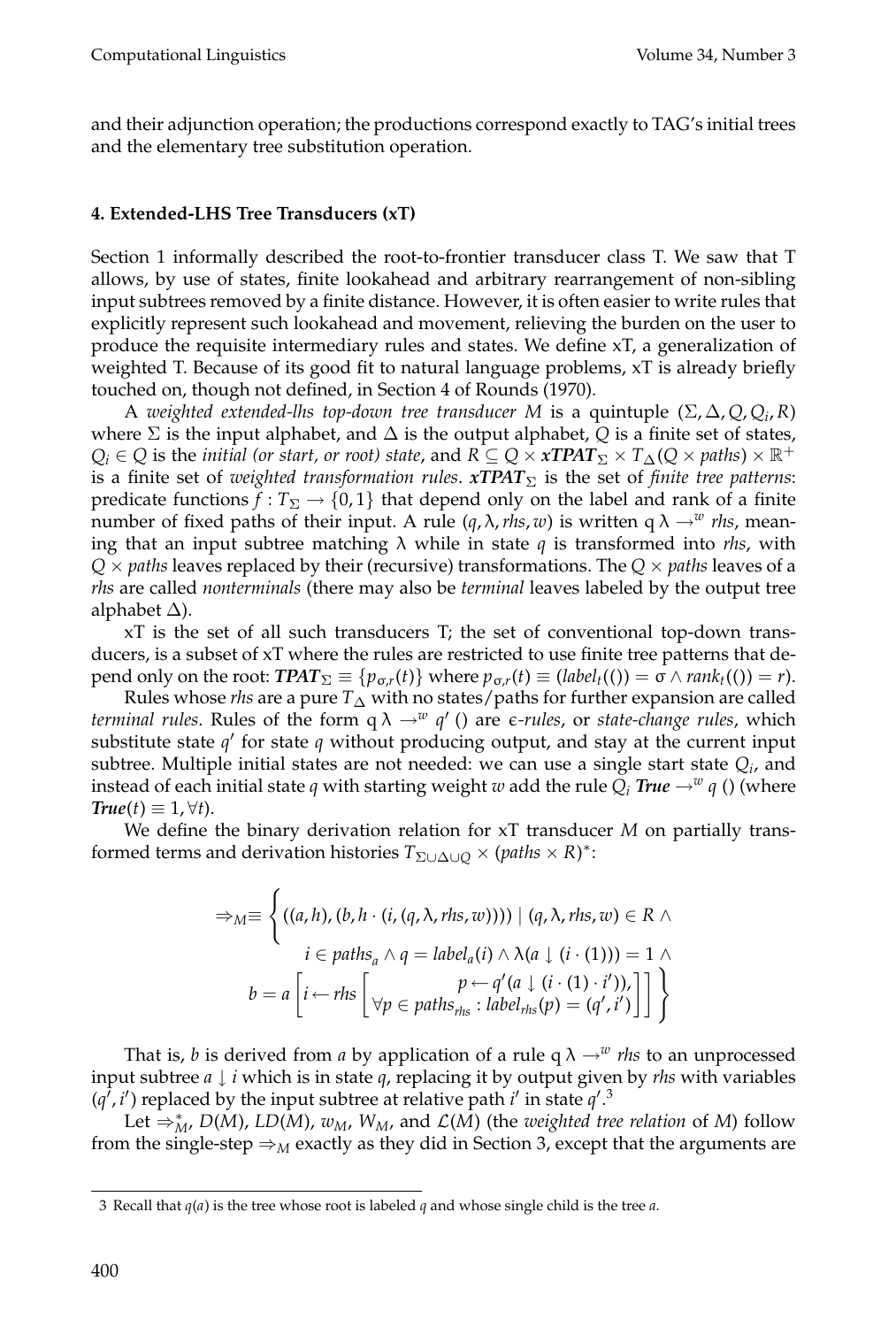and their adjunction operation; the productions correspond exactly to TAG's initial trees and the elementary tree substitution operation.

#### 4. Extended-LHS Tree Transducers (xT)

Section 1 informally described the root-to-frontier transducer class T. We saw that T allows, by use of states, finite lookahead and arbitrary rearrangement of non-sibling input subtrees removed by a finite distance. However, it is often easier to write rules that explicitly represent such lookahead and movement, relieving the burden on the user to produce the requisite intermediary rules and states. We define xT, a generalization of weighted T. Because of its good fit to natural language problems, xT is already briefly touched on, though not defined, in Section 4 of Rounds (1970).

A *weighted extended-lhs top-down tree transducer* $M$ is a quintuple $(\Sigma, \Delta, Q, Q_i, R)$ where $\Sigma$ is the input alphabet, and $\Delta$ is the output alphabet, $Q$ is a finite set of states, $Q_i \in Q$ is the *initial (or start, or root) state*, and $R \subseteq Q \times \boldsymbol{xTPAT}_\Sigma \times T_\Delta(Q \times paths) \times \mathbb{R}^+$ is a finite set of *weighted transformation rules*. $\boldsymbol{xTPAT}_\Sigma$ is the set of *finite tree patterns*: predicate functions $f : T_\Sigma \rightarrow \{0, 1\}$ that depend only on the label and rank of a finite number of fixed paths of their input. A rule $(q, \lambda, rhs, w)$ is written $q\ \lambda \rightarrow^w rhs$, meaning that an input subtree matching $\lambda$ while in state $q$ is transformed into $rhs$, with $Q \times paths$ leaves replaced by their (recursive) transformations. The $Q \times paths$ leaves of a $rhs$ are called *nonterminals* (there may also be *terminal* leaves labeled by the output tree alphabet $\Delta$).

xT is the set of all such transducers T; the set of conventional top-down transducers, is a subset of xT where the rules are restricted to use finite tree patterns that depend only on the root: $\boldsymbol{TPAT}_\Sigma \equiv \{p_{\sigma,r}(t)\}$ where $p_{\sigma,r}(t) \equiv (label_t(()) = \sigma \wedge rank_t(()) = r)$.

Rules whose *rhs* are a pure $T_\Delta$ with no states/paths for further expansion are called *terminal rules*. Rules of the form $q\ \lambda \rightarrow^w q'\ ()$ are $\epsilon$-*rules*, or *state-change rules*, which substitute state $q'$ for state $q$ without producing output, and stay at the current input subtree. Multiple initial states are not needed: we can use a single start state $Q_i$, and instead of each initial state $q$ with starting weight $w$ add the rule $Q_i\ \boldsymbol{True} \rightarrow^w q\ ()$ (where $\boldsymbol{True}(t) \equiv 1, \forall t$).

We define the binary derivation relation for xT transducer $M$ on partially transformed terms and derivation histories $T_{\Sigma \cup \Delta \cup Q} \times (paths \times R)^*$:

$$\Rightarrow_M \equiv \left\{ \begin{array}{c} ((a, h), (b, h \cdot (i, (q, \lambda, rhs, w)))) \mid (q, \lambda, rhs, w) \in R\ \wedge \\ i \in paths_a \wedge q = label_a(i) \wedge \lambda(a \downarrow (i \cdot (1))) = 1\ \wedge \\ b = a\left[ i \leftarrow rhs \left[ \begin{array}{c} p \leftarrow q'(a \downarrow (i \cdot (1) \cdot i')), \\ \forall p \in paths_{rhs} : label_{rhs}(p) = (q', i') \end{array} \right] \right] \end{array} \right\}$$

That is, $b$ is derived from $a$ by application of a rule $q\ \lambda \rightarrow^w rhs$ to an unprocessed input subtree $a \downarrow i$ which is in state $q$, replacing it by output given by *rhs* with variables $(q', i')$ replaced by the input subtree at relative path $i'$ in state $q'$.[3]

Let $\Rightarrow_M^*$, $D(M)$, $LD(M)$, $w_M$, $W_M$, and $\mathcal{L}(M)$ (the *weighted tree relation* of $M$) follow from the single-step $\Rightarrow_M$ exactly as they did in Section 3, except that the arguments are

---

3 Recall that $q(a)$ is the tree whose root is labeled $q$ and whose single child is the tree $a$.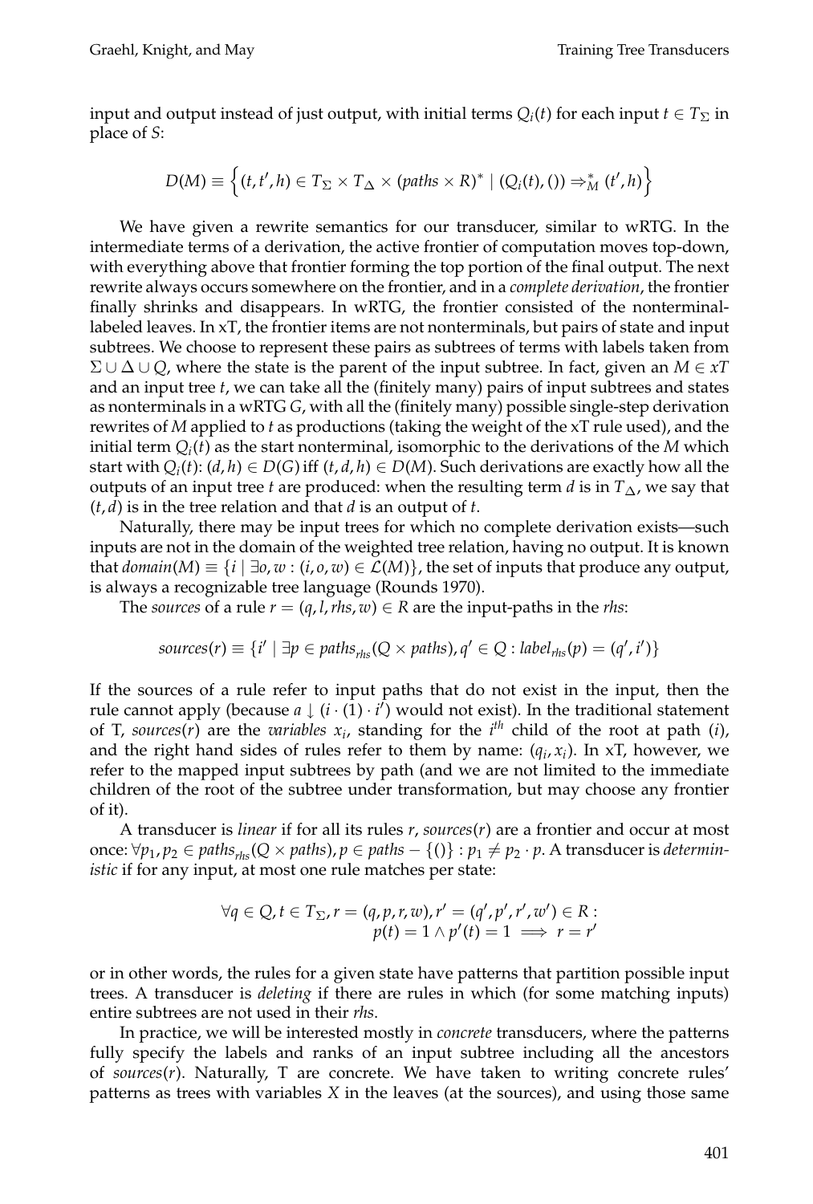input and output instead of just output, with initial terms $Q_i(t)$ for each input $t \in T_\Sigma$ in place of $S$:

$$D(M) \equiv \left\{(t, t', h) \in T_\Sigma \times T_\Delta \times (paths \times R)^* \mid (Q_i(t), ()) \Rightarrow_M^* (t', h)\right\}$$

We have given a rewrite semantics for our transducer, similar to wRTG. In the intermediate terms of a derivation, the active frontier of computation moves top-down, with everything above that frontier forming the top portion of the final output. The next rewrite always occurs somewhere on the frontier, and in a *complete derivation*, the frontier finally shrinks and disappears. In wRTG, the frontier consisted of the nonterminal-labeled leaves. In xT, the frontier items are not nonterminals, but pairs of state and input subtrees. We choose to represent these pairs as subtrees of terms with labels taken from $\Sigma \cup \Delta \cup Q$, where the state is the parent of the input subtree. In fact, given an $M \in xT$ and an input tree $t$, we can take all the (finitely many) pairs of input subtrees and states as nonterminals in a wRTG $G$, with all the (finitely many) possible single-step derivation rewrites of $M$ applied to $t$ as productions (taking the weight of the xT rule used), and the initial term $Q_i(t)$ as the start nonterminal, isomorphic to the derivations of the $M$ which start with $Q_i(t)$: $(d, h) \in D(G)$ iff $(t, d, h) \in D(M)$. Such derivations are exactly how all the outputs of an input tree $t$ are produced: when the resulting term $d$ is in $T_\Delta$, we say that $(t, d)$ is in the tree relation and that $d$ is an output of $t$.

Naturally, there may be input trees for which no complete derivation exists—such inputs are not in the domain of the weighted tree relation, having no output. It is known that $domain(M) \equiv \{i \mid \exists o, w : (i, o, w) \in \mathcal{L}(M)\}$, the set of inputs that produce any output, is always a recognizable tree language (Rounds 1970).

The *sources* of a rule $r = (q, l, rhs, w) \in R$ are the input-paths in the *rhs*:

$$sources(r) \equiv \{i' \mid \exists p \in paths_{rhs}(Q \times paths), q' \in Q : label_{rhs}(p) = (q', i')\}$$

If the sources of a rule refer to input paths that do not exist in the input, then the rule cannot apply (because $a \downarrow (i \cdot (1) \cdot i')$ would not exist). In the traditional statement of T, *sources*($r$) are the *variables* $x_i$, standing for the $i^{th}$ child of the root at path $(i)$, and the right hand sides of rules refer to them by name: $(q_i, x_i)$. In xT, however, we refer to the mapped input subtrees by path (and we are not limited to the immediate children of the root of the subtree under transformation, but may choose any frontier of it).

A transducer is *linear* if for all its rules $r$, *sources*($r$) are a frontier and occur at most once: $\forall p_1, p_2 \in paths_{rhs}(Q \times paths), p \in paths - \{()\} : p_1 \neq p_2 \cdot p$. A transducer is *deterministic* if for any input, at most one rule matches per state:

$$\begin{aligned} \forall q \in Q, t \in T_\Sigma, r = (q, p, r, w), r' = (q', p', r', w') \in R : \\ p(t) = 1 \wedge p'(t) = 1 \implies r = r' \end{aligned}$$

or in other words, the rules for a given state have patterns that partition possible input trees. A transducer is *deleting* if there are rules in which (for some matching inputs) entire subtrees are not used in their *rhs*.

In practice, we will be interested mostly in *concrete* transducers, where the patterns fully specify the labels and ranks of an input subtree including all the ancestors of *sources*($r$). Naturally, T are concrete. We have taken to writing concrete rules' patterns as trees with variables $X$ in the leaves (at the sources), and using those same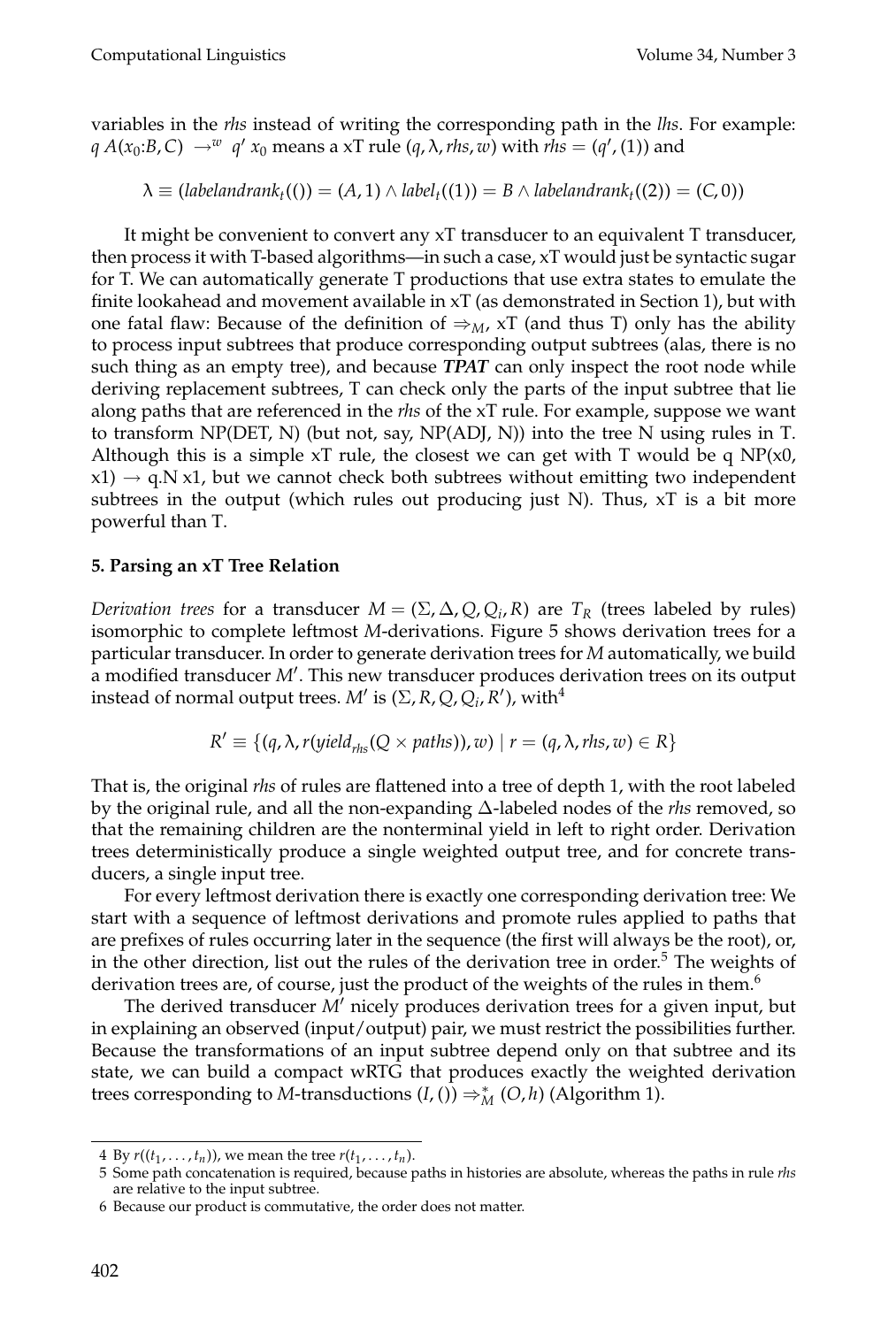variables in the *rhs* instead of writing the corresponding path in the *lhs*. For example: $q\ A(x_0{:}B, C) \rightarrow^w q'\ x_0$ means a xT rule $(q, \lambda, rhs, w)$ with $rhs = (q', (1))$ and

$$\lambda \equiv (labelandrank_t(()) = (A, 1) \wedge label_t((1)) = B \wedge labelandrank_t((2)) = (C, 0))$$

It might be convenient to convert any xT transducer to an equivalent T transducer, then process it with T-based algorithms—in such a case, xT would just be syntactic sugar for T. We can automatically generate T productions that use extra states to emulate the finite lookahead and movement available in xT (as demonstrated in Section 1), but with one fatal flaw: Because of the definition of $\Rightarrow_M$, xT (and thus T) only has the ability to process input subtrees that produce corresponding output subtrees (alas, there is no such thing as an empty tree), and because ***TPAT*** can only inspect the root node while deriving replacement subtrees, T can check only the parts of the input subtree that lie along paths that are referenced in the *rhs* of the xT rule. For example, suppose we want to transform NP(DET, N) (but not, say, NP(ADJ, N)) into the tree N using rules in T. Although this is a simple xT rule, the closest we can get with T would be q NP(x0, x1) → q.N x1, but we cannot check both subtrees without emitting two independent subtrees in the output (which rules out producing just N). Thus, xT is a bit more powerful than T.

## 5. Parsing an xT Tree Relation

*Derivation trees* for a transducer $M = (\Sigma, \Delta, Q, Q_i, R)$ are $T_R$ (trees labeled by rules) isomorphic to complete leftmost *M*-derivations. Figure 5 shows derivation trees for a particular transducer. In order to generate derivation trees for *M* automatically, we build a modified transducer $M'$. This new transducer produces derivation trees on its output instead of normal output trees. $M'$ is $(\Sigma, R, Q, Q_i, R')$, with[4]

$$R' \equiv \{(q, \lambda, r(yield_{rhs}(Q \times paths)), w) \mid r = (q, \lambda, rhs, w) \in R\}$$

That is, the original *rhs* of rules are flattened into a tree of depth 1, with the root labeled by the original rule, and all the non-expanding $\Delta$-labeled nodes of the *rhs* removed, so that the remaining children are the nonterminal yield in left to right order. Derivation trees deterministically produce a single weighted output tree, and for concrete transducers, a single input tree.

For every leftmost derivation there is exactly one corresponding derivation tree: We start with a sequence of leftmost derivations and promote rules applied to paths that are prefixes of rules occurring later in the sequence (the first will always be the root), or, in the other direction, list out the rules of the derivation tree in order.[5] The weights of derivation trees are, of course, just the product of the weights of the rules in them.[6]

The derived transducer $M'$ nicely produces derivation trees for a given input, but in explaining an observed (input/output) pair, we must restrict the possibilities further. Because the transformations of an input subtree depend only on that subtree and its state, we can build a compact wRTG that produces exactly the weighted derivation trees corresponding to *M*-transductions $(I, ()) \Rightarrow_M^* (O, h)$ (Algorithm 1).

---

4 By $r((t_1, \ldots, t_n))$, we mean the tree $r(t_1, \ldots, t_n)$.

5 Some path concatenation is required, because paths in histories are absolute, whereas the paths in rule *rhs* are relative to the input subtree.

6 Because our product is commutative, the order does not matter.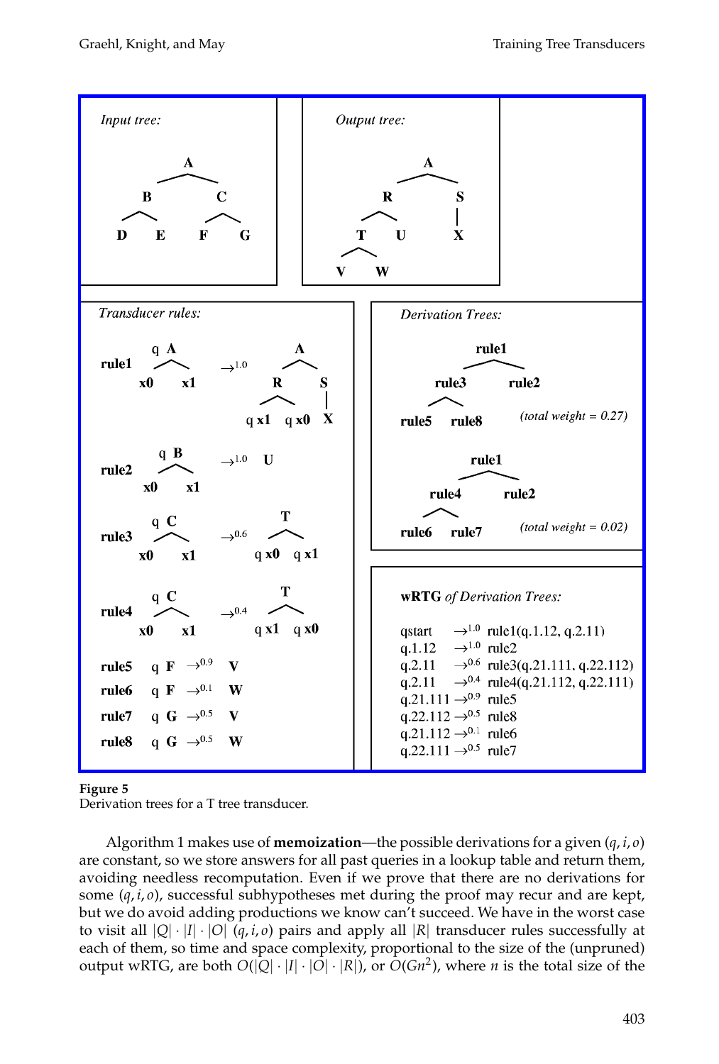**Input tree:**

```
        A
      /   \
     B     C
    / \   / \
   D   E F   G
```

**Output tree:**

```
        A
      /   \
     R     S
    / \    |
   T   U   X
  / \
 V   W
```

**Transducer rules:**

- rule1: q A(x0, x1) $\rightarrow^{1.0}$ A(R(q x1, q x0), S(X))
- rule2: q B(x0, x1) $\rightarrow^{1.0}$ U
- rule3: q C(x0, x1) $\rightarrow^{0.6}$ T(q x0, q x1)
- rule4: q C(x0, x1) $\rightarrow^{0.4}$ T(q x1, q x0)
- rule5: q F $\rightarrow^{0.9}$ V
- rule6: q F $\rightarrow^{0.1}$ W
- rule7: q G $\rightarrow^{0.5}$ V
- rule8: q G $\rightarrow^{0.5}$ W

**Derivation Trees:**

- rule1(rule3(rule5, rule8), rule2) *(total weight = 0.27)*
- rule1(rule4(rule6, rule7), rule2) *(total weight = 0.02)*

**wRTG** *of Derivation Trees:*

qstart $\rightarrow^{1.0}$ rule1(q.1.12, q.2.11)
q.1.12 $\rightarrow^{1.0}$ rule2
q.2.11 $\rightarrow^{0.6}$ rule3(q.21.111, q.22.112)
q.2.11 $\rightarrow^{0.4}$ rule4(q.21.112, q.22.111)
q.21.111 $\rightarrow^{0.9}$ rule5
q.22.112 $\rightarrow^{0.5}$ rule8
q.21.112 $\rightarrow^{0.1}$ rule6
q.22.111 $\rightarrow^{0.5}$ rule7

**Figure 5**
Derivation trees for a T tree transducer.

Algorithm 1 makes use of **memoization**—the possible derivations for a given $(q, i, o)$ are constant, so we store answers for all past queries in a lookup table and return them, avoiding needless recomputation. Even if we prove that there are no derivations for some $(q, i, o)$, successful subhypotheses met during the proof may recur and are kept, but we do avoid adding productions we know can't succeed. We have in the worst case to visit all $|Q| \cdot |I| \cdot |O|$ $(q, i, o)$ pairs and apply all $|R|$ transducer rules successfully at each of them, so time and space complexity, proportional to the size of the (unpruned) output wRTG, are both $O(|Q| \cdot |I| \cdot |O| \cdot |R|)$, or $O(Gn^2)$, where $n$ is the total size of the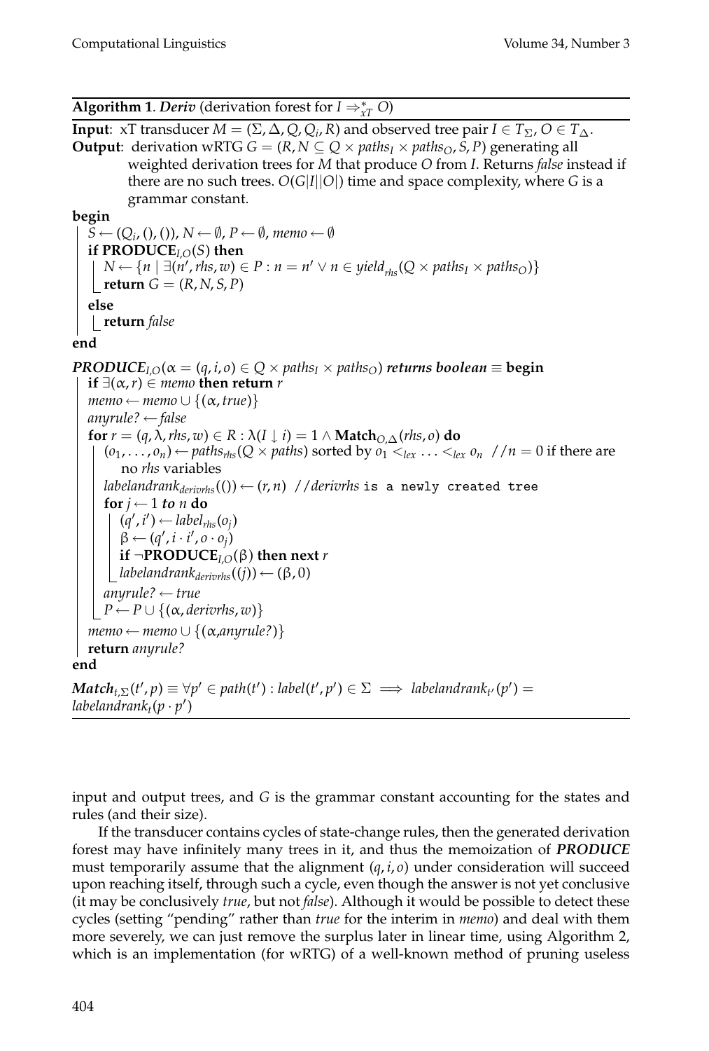**Algorithm 1**. ***Deriv*** (derivation forest for $I \Rightarrow^*_{xT} O$)

**Input**: xT transducer $M = (\Sigma, \Delta, Q, Q_i, R)$ and observed tree pair $I \in T_\Sigma$, $O \in T_\Delta$.

**Output**: derivation wRTG $G = (R, N \subseteq Q \times paths_I \times paths_O, S, P)$ generating all weighted derivation trees for $M$ that produce $O$ from $I$. Returns *false* instead if there are no such trees. $O(G|I||O|)$ time and space complexity, where $G$ is a grammar constant.

```
begin
    S ← (Q_i, (), ()), N ← ∅, P ← ∅, memo ← ∅
    if PRODUCE_{I,O}(S) then
        N ← {n | ∃(n', rhs, w) ∈ P : n = n' ∨ n ∈ yield_rhs(Q × paths_I × paths_O)}
        return G = (R, N, S, P)
    else
        return false
end

PRODUCE_{I,O}(α = (q, i, o) ∈ Q × paths_I × paths_O) returns boolean ≡ begin
    if ∃(α, r) ∈ memo then return r
    memo ← memo ∪ {(α, true)}
    anyrule? ← false
    for r = (q, λ, rhs, w) ∈ R : λ(I ↓ i) = 1 ∧ Match_{O,Δ}(rhs, o) do
        (o_1, ..., o_n) ← paths_rhs(Q × paths) sorted by o_1 <_lex ... <_lex o_n  //n = 0 if there are
            no rhs variables
        labelandrank_derivrhs(()) ← (r, n)  //derivrhs is a newly created tree
        for j ← 1 to n do
            (q', i') ← label_rhs(o_j)
            β ← (q', i · i', o · o_j)
            if ¬PRODUCE_{I,O}(β) then next r
            labelandrank_derivrhs((j)) ← (β, 0)
        anyrule? ← true
        P ← P ∪ {(α, derivrhs, w)}
    memo ← memo ∪ {(α, anyrule?)}
    return anyrule?
end
```

$\textbf{Match}_{t,\Sigma}(t', p) \equiv \forall p' \in path(t') : label(t', p') \in \Sigma \implies labelandrank_{t'}(p') = labelandrank_t(p \cdot p')$

input and output trees, and $G$ is the grammar constant accounting for the states and rules (and their size).

If the transducer contains cycles of state-change rules, then the generated derivation forest may have infinitely many trees in it, and thus the memoization of ***PRODUCE*** must temporarily assume that the alignment $(q, i, o)$ under consideration will succeed upon reaching itself, through such a cycle, even though the answer is not yet conclusive (it may be conclusively *true*, but not *false*). Although it would be possible to detect these cycles (setting "pending" rather than *true* for the interim in *memo*) and deal with them more severely, we can just remove the surplus later in linear time, using Algorithm 2, which is an implementation (for wRTG) of a well-known method of pruning useless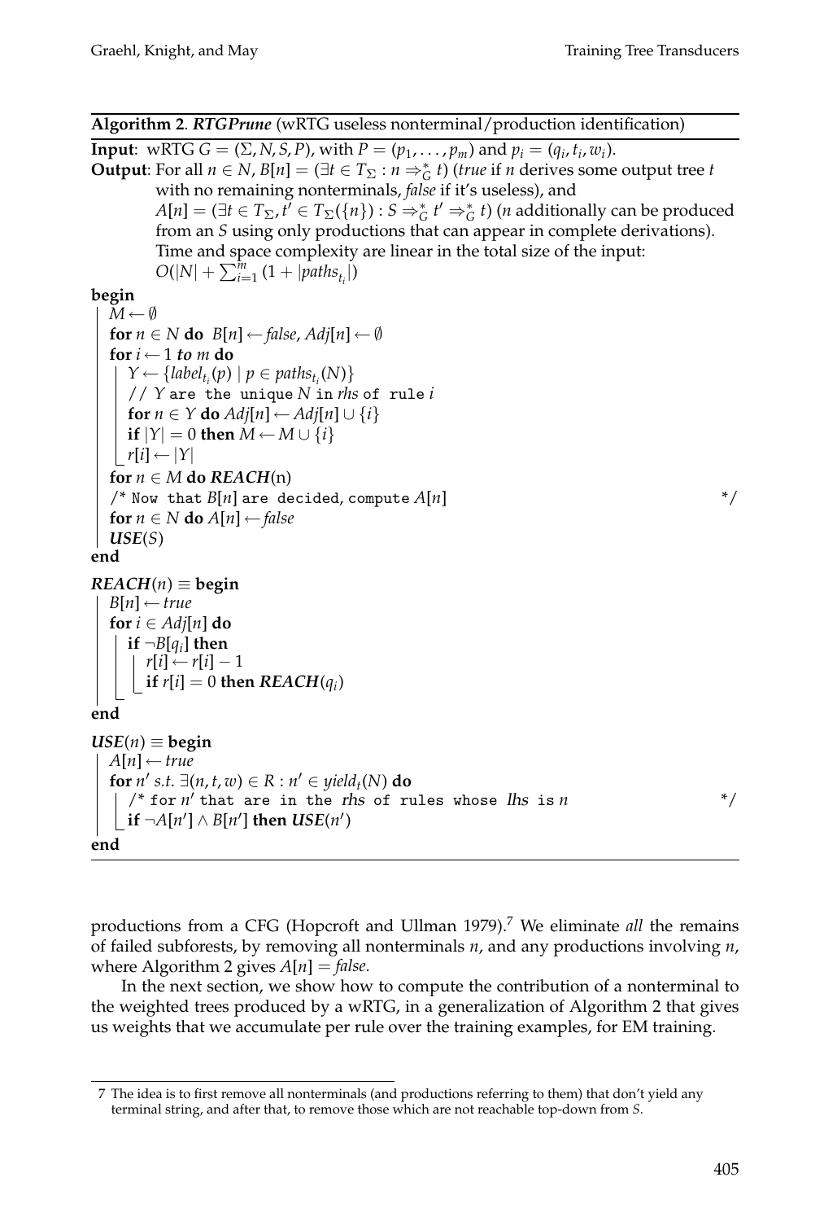**Algorithm 2**. ***RTGPrune*** (wRTG useless nonterminal/production identification)

**Input**: wRTG $G = (\Sigma, N, S, P)$, with $P = (p_1, \ldots, p_m)$ and $p_i = (q_i, t_i, w_i)$.

**Output**: For all $n \in N$, $B[n] = (\exists t \in T_\Sigma : n \Rightarrow_G^* t)$ (*true* if $n$ derives some output tree $t$ with no remaining nonterminals, *false* if it's useless), and $A[n] = (\exists t \in T_\Sigma, t' \in T_\Sigma(\{n\}) : S \Rightarrow_G^* t' \Rightarrow_G^* t)$ ($n$ additionally can be produced from an $S$ using only productions that can appear in complete derivations). Time and space complexity are linear in the total size of the input: $O(|N| + \sum_{i=1}^{m}(1 + |paths_{t_i}|))$

```
begin
    M ← ∅
    for n ∈ N do  B[n] ← false, Adj[n] ← ∅
    for i ← 1 to m do
        Y ← {label_{t_i}(p) | p ∈ paths_{t_i}(N)}
        // Y are the unique N in rhs of rule i
        for n ∈ Y do Adj[n] ← Adj[n] ∪ {i}
        if |Y| = 0 then M ← M ∪ {i}
        r[i] ← |Y|
    for n ∈ M do REACH(n)
    /* Now that B[n] are decided, compute A[n]                    */
    for n ∈ N do A[n] ← false
    USE(S)
end

REACH(n) ≡ begin
    B[n] ← true
    for i ∈ Adj[n] do
        if ¬B[q_i] then
            r[i] ← r[i] − 1
            if r[i] = 0 then REACH(q_i)
end

USE(n) ≡ begin
    A[n] ← true
    for n' s.t. ∃(n, t, w) ∈ R : n' ∈ yield_t(N) do
        /* for n' that are in the rhs of rules whose lhs is n     */
        if ¬A[n'] ∧ B[n'] then USE(n')
end
```

productions from a CFG (Hopcroft and Ullman 1979).[7] We eliminate *all* the remains of failed subforests, by removing all nonterminals $n$, and any productions involving $n$, where Algorithm 2 gives $A[n] = \mathit{false}$.

In the next section, we show how to compute the contribution of a nonterminal to the weighted trees produced by a wRTG, in a generalization of Algorithm 2 that gives us weights that we accumulate per rule over the training examples, for EM training.

[7] The idea is to first remove all nonterminals (and productions referring to them) that don't yield any terminal string, and after that, to remove those which are not reachable top-down from $S$.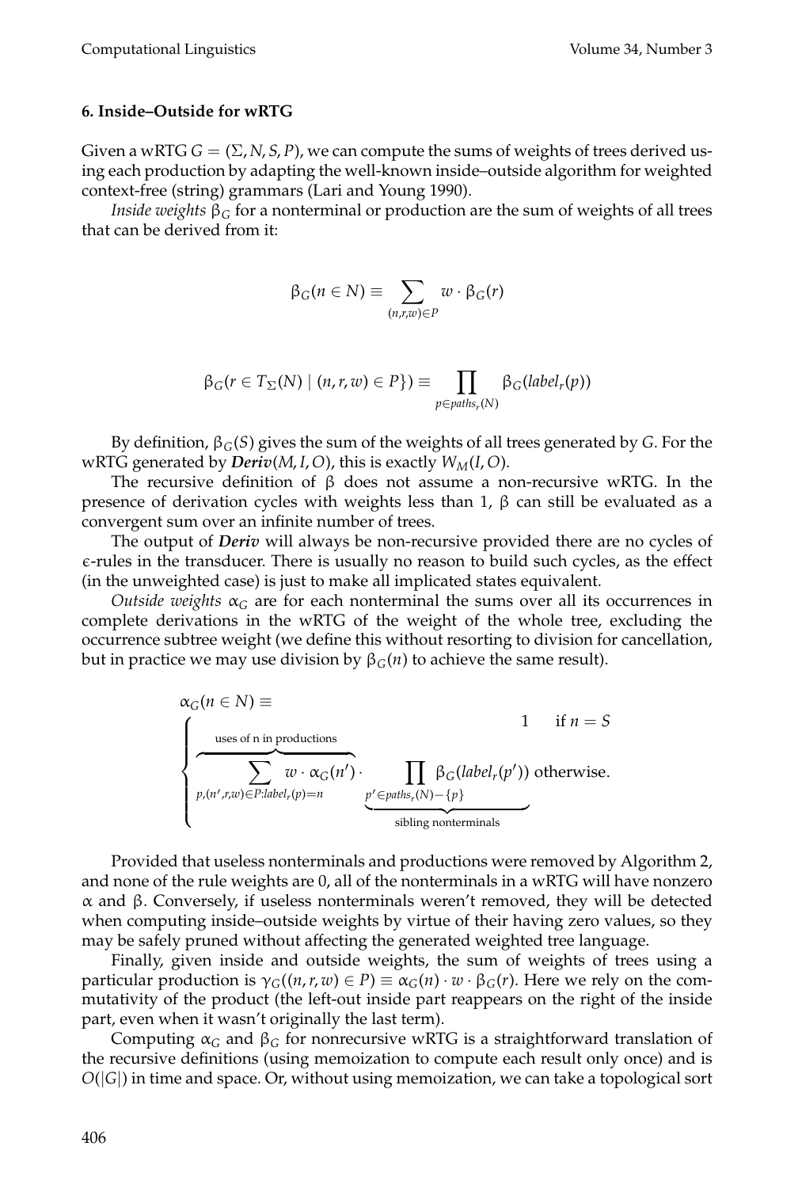### 6. Inside–Outside for wRTG

Given a wRTG $G = (\Sigma, N, S, P)$, we can compute the sums of weights of trees derived using each production by adapting the well-known inside–outside algorithm for weighted context-free (string) grammars (Lari and Young 1990).

*Inside weights* $\beta_G$ for a nonterminal or production are the sum of weights of all trees that can be derived from it:

$$\beta_G(n \in N) \equiv \sum_{(n,r,w) \in P} w \cdot \beta_G(r)$$

$$\beta_G(r \in T_\Sigma(N) \mid (n, r, w) \in P\}) \equiv \prod_{p \in paths_r(N)} \beta_G(label_r(p))$$

By definition, $\beta_G(S)$ gives the sum of the weights of all trees generated by $G$. For the wRTG generated by ***Deriv***$(M, I, O)$, this is exactly $W_M(I, O)$.

The recursive definition of $\beta$ does not assume a non-recursive wRTG. In the presence of derivation cycles with weights less than 1, $\beta$ can still be evaluated as a convergent sum over an infinite number of trees.

The output of ***Deriv*** will always be non-recursive provided there are no cycles of $\epsilon$-rules in the transducer. There is usually no reason to build such cycles, as the effect (in the unweighted case) is just to make all implicated states equivalent.

*Outside weights* $\alpha_G$ are for each nonterminal the sums over all its occurrences in complete derivations in the wRTG of the weight of the whole tree, excluding the occurrence subtree weight (we define this without resorting to division for cancellation, but in practice we may use division by $\beta_G(n)$ to achieve the same result).

$$\alpha_G(n \in N) \equiv \begin{cases} 1 & \text{if } n = S \\ \overbrace{\sum_{p,(n',r,w) \in P: label_r(p) = n} w \cdot \alpha_G(n')}^{\text{uses of n in productions}} \cdot \underbrace{\prod_{p' \in paths_r(N) - \{p\}} \beta_G(label_r(p'))}_{\text{sibling nonterminals}} & \text{otherwise.} \end{cases}$$

Provided that useless nonterminals and productions were removed by Algorithm 2, and none of the rule weights are 0, all of the nonterminals in a wRTG will have nonzero $\alpha$ and $\beta$. Conversely, if useless nonterminals weren't removed, they will be detected when computing inside–outside weights by virtue of their having zero values, so they may be safely pruned without affecting the generated weighted tree language.

Finally, given inside and outside weights, the sum of weights of trees using a particular production is $\gamma_G((n, r, w) \in P) \equiv \alpha_G(n) \cdot w \cdot \beta_G(r)$. Here we rely on the commutativity of the product (the left-out inside part reappears on the right of the inside part, even when it wasn't originally the last term).

Computing $\alpha_G$ and $\beta_G$ for nonrecursive wRTG is a straightforward translation of the recursive definitions (using memoization to compute each result only once) and is $O(|G|)$ in time and space. Or, without using memoization, we can take a topological sort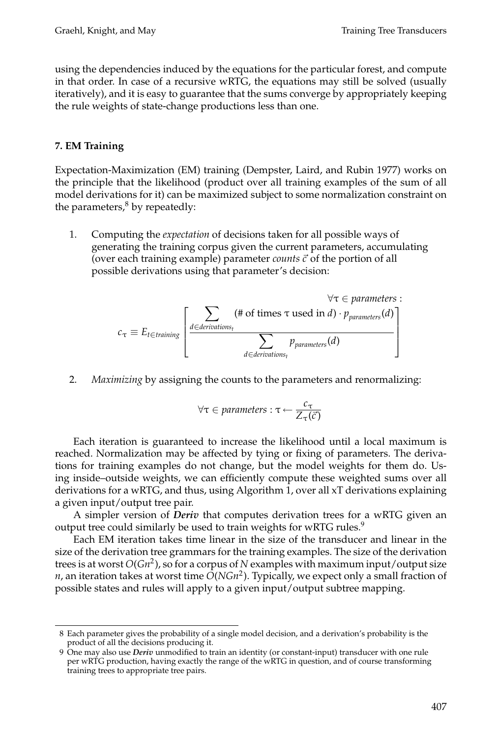using the dependencies induced by the equations for the particular forest, and compute in that order. In case of a recursive wRTG, the equations may still be solved (usually iteratively), and it is easy to guarantee that the sums converge by appropriately keeping the rule weights of state-change productions less than one.

## 7. EM Training

Expectation-Maximization (EM) training (Dempster, Laird, and Rubin 1977) works on the principle that the likelihood (product over all training examples of the sum of all model derivations for it) can be maximized subject to some normalization constraint on the parameters,[8] by repeatedly:

1. Computing the *expectation* of decisions taken for all possible ways of generating the training corpus given the current parameters, accumulating (over each training example) parameter *counts* $\vec{c}$ of the portion of all possible derivations using that parameter's decision:

$$\forall \tau \in \textit{parameters} : \quad c_\tau \equiv E_{t \in \textit{training}} \left[ \frac{\sum_{d \in \textit{derivations}_t} (\text{\# of times } \tau \text{ used in } d) \cdot p_{\textit{parameters}}(d)}{\sum_{d \in \textit{derivations}_t} p_{\textit{parameters}}(d)} \right]$$

2. *Maximizing* by assigning the counts to the parameters and renormalizing:

$$\forall \tau \in \textit{parameters} : \tau \leftarrow \frac{c_\tau}{Z_\tau(\vec{c})}$$

Each iteration is guaranteed to increase the likelihood until a local maximum is reached. Normalization may be affected by tying or fixing of parameters. The derivations for training examples do not change, but the model weights for them do. Using inside–outside weights, we can efficiently compute these weighted sums over all derivations for a wRTG, and thus, using Algorithm 1, over all xT derivations explaining a given input/output tree pair.

A simpler version of ***Deriv*** that computes derivation trees for a wRTG given an output tree could similarly be used to train weights for wRTG rules.[9]

Each EM iteration takes time linear in the size of the transducer and linear in the size of the derivation tree grammars for the training examples. The size of the derivation trees is at worst $O(Gn^2)$, so for a corpus of $N$ examples with maximum input/output size $n$, an iteration takes at worst time $O(NGn^2)$. Typically, we expect only a small fraction of possible states and rules will apply to a given input/output subtree mapping.

---

8 Each parameter gives the probability of a single model decision, and a derivation's probability is the product of all the decisions producing it.

9 One may also use ***Deriv*** unmodified to train an identity (or constant-input) transducer with one rule per wRTG production, having exactly the range of the wRTG in question, and of course transforming training trees to appropriate tree pairs.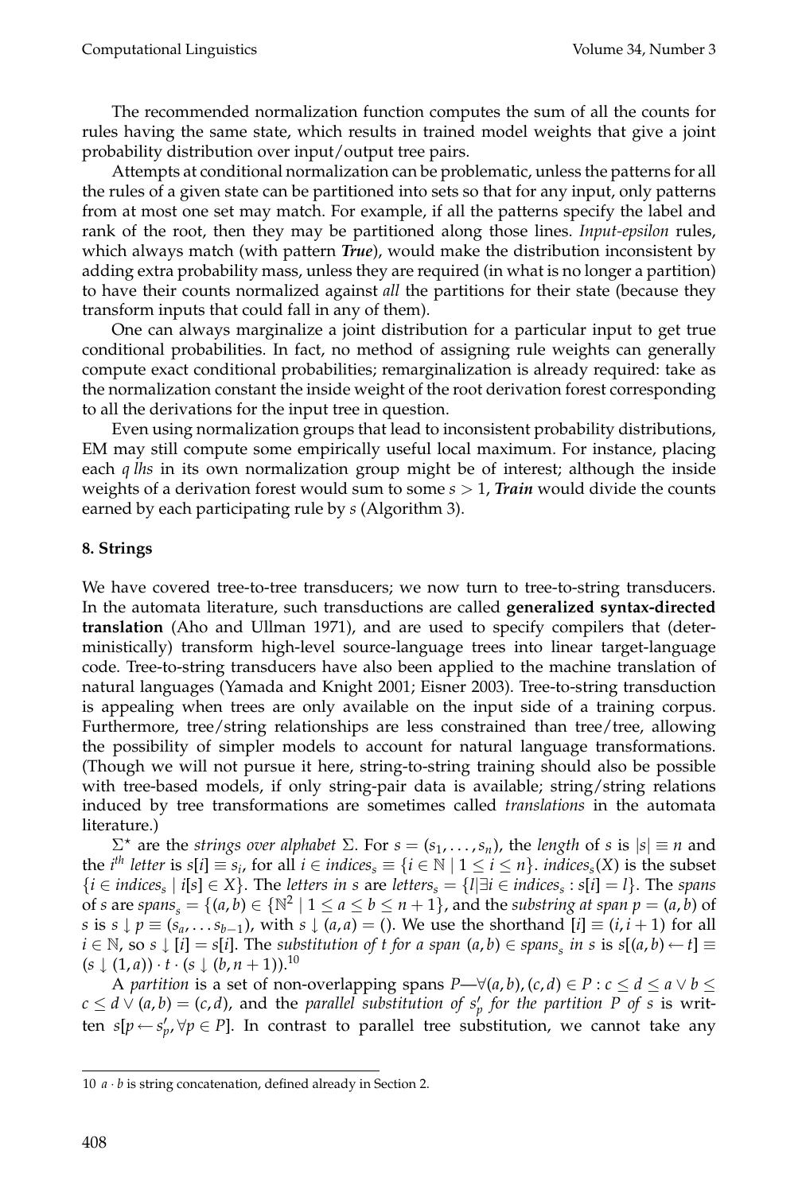The recommended normalization function computes the sum of all the counts for rules having the same state, which results in trained model weights that give a joint probability distribution over input/output tree pairs.

Attempts at conditional normalization can be problematic, unless the patterns for all the rules of a given state can be partitioned into sets so that for any input, only patterns from at most one set may match. For example, if all the patterns specify the label and rank of the root, then they may be partitioned along those lines. *Input-epsilon* rules, which always match (with pattern ***True***), would make the distribution inconsistent by adding extra probability mass, unless they are required (in what is no longer a partition) to have their counts normalized against *all* the partitions for their state (because they transform inputs that could fall in any of them).

One can always marginalize a joint distribution for a particular input to get true conditional probabilities. In fact, no method of assigning rule weights can generally compute exact conditional probabilities; remarginalization is already required: take as the normalization constant the inside weight of the root derivation forest corresponding to all the derivations for the input tree in question.

Even using normalization groups that lead to inconsistent probability distributions, EM may still compute some empirically useful local maximum. For instance, placing each $q$ *lhs* in its own normalization group might be of interest; although the inside weights of a derivation forest would sum to some $s > 1$, ***Train*** would divide the counts earned by each participating rule by $s$ (Algorithm 3).

## 8. Strings

We have covered tree-to-tree transducers; we now turn to tree-to-string transducers. In the automata literature, such transductions are called **generalized syntax-directed translation** (Aho and Ullman 1971), and are used to specify compilers that (deterministically) transform high-level source-language trees into linear target-language code. Tree-to-string transducers have also been applied to the machine translation of natural languages (Yamada and Knight 2001; Eisner 2003). Tree-to-string transduction is appealing when trees are only available on the input side of a training corpus. Furthermore, tree/string relationships are less constrained than tree/tree, allowing the possibility of simpler models to account for natural language transformations. (Though we will not pursue it here, string-to-string training should also be possible with tree-based models, if only string-pair data is available; string/string relations induced by tree transformations are sometimes called *translations* in the automata literature.)

$\Sigma^\star$ are the *strings over alphabet* $\Sigma$. For $s = (s_1, \ldots, s_n)$, the *length* of $s$ is $|s| \equiv n$ and the $i^{th}$ *letter* is $s[i] \equiv s_i$, for all $i \in indices_s \equiv \{i \in \mathbb{N} \mid 1 \leq i \leq n\}$. $indices_s(X)$ is the subset $\{i \in indices_s \mid i[s] \in X\}$. The *letters in* $s$ are $letters_s = \{l | \exists i \in indices_s : s[i] = l\}$. The *spans* of $s$ are $spans_s = \{(a, b) \in \{\mathbb{N}^2 \mid 1 \leq a \leq b \leq n + 1\}$, and the *substring at span* $p = (a, b)$ of $s$ is $s \downarrow p \equiv (s_a, \ldots s_{b-1})$, with $s \downarrow (a, a) = ()$. We use the shorthand $[i] \equiv (i, i + 1)$ for all $i \in \mathbb{N}$, so $s \downarrow [i] = s[i]$. The *substitution of* $t$ *for a span* $(a, b) \in spans_s$ *in* $s$ is $s[(a, b) \leftarrow t] \equiv (s \downarrow (1, a)) \cdot t \cdot (s \downarrow (b, n + 1))$.[10]

A *partition* is a set of non-overlapping spans $P$—$\forall (a, b), (c, d) \in P : c \leq d \leq a \vee b \leq c \leq d \vee (a, b) = (c, d)$, and the *parallel substitution of* $s'_p$ *for the partition* $P$ *of* $s$ is written $s[p \leftarrow s'_p, \forall p \in P]$. In contrast to parallel tree substitution, we cannot take any

10 $a \cdot b$ is string concatenation, defined already in Section 2.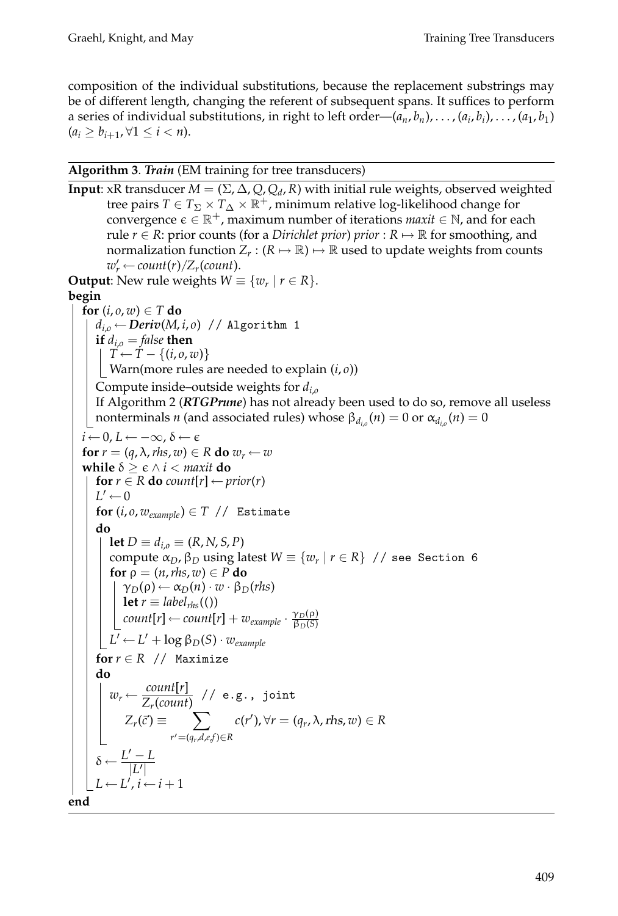composition of the individual substitutions, because the replacement substrings may be of different length, changing the referent of subsequent spans. It suffices to perform a series of individual substitutions, in right to left order—$(a_n, b_n), \ldots, (a_i, b_i), \ldots, (a_1, b_1)$ $(a_i \geq b_{i+1}, \forall 1 \leq i < n)$.

---

**Algorithm 3**. ***Train*** (EM training for tree transducers)

---

**Input**: xR transducer $M = (\Sigma, \Delta, Q, Q_d, R)$ with initial rule weights, observed weighted tree pairs $T \in T_\Sigma \times T_\Delta \times \mathbb{R}^+$, minimum relative log-likelihood change for convergence $\epsilon \in \mathbb{R}^+$, maximum number of iterations $maxit \in \mathbb{N}$, and for each rule $r \in R$: prior counts (for a *Dirichlet prior*) $prior : R \mapsto \mathbb{R}$ for smoothing, and normalization function $Z_r : (R \mapsto \mathbb{R}) \mapsto \mathbb{R}$ used to update weights from counts $w'_r \leftarrow count(r)/Z_r(count)$.

**Output**: New rule weights $W \equiv \{w_r \mid r \in R\}$.

**begin**

- **for** $(i, o, w) \in T$ **do**
  - $d_{i,o} \leftarrow$ ***Deriv***$(M, i, o)$ `// Algorithm 1`
  - **if** $d_{i,o} = false$ **then**
    - $T \leftarrow T - \{(i, o, w)\}$
    - Warn(more rules are needed to explain $(i, o)$)
  - Compute inside–outside weights for $d_{i,o}$
  - If Algorithm 2 (***RTGPrune***) has not already been used to do so, remove all useless nonterminals $n$ (and associated rules) whose $\beta_{d_{i,o}}(n) = 0$ or $\alpha_{d_{i,o}}(n) = 0$
- $i \leftarrow 0, L \leftarrow -\infty, \delta \leftarrow \epsilon$
- **for** $r = (q, \lambda, rhs, w) \in R$ **do** $w_r \leftarrow w$
- **while** $\delta \geq \epsilon \wedge i < maxit$ **do**
  - **for** $r \in R$ **do** $count[r] \leftarrow prior(r)$
  - $L' \leftarrow 0$
  - **for** $(i, o, w_{example}) \in T$ `// Estimate`
  - **do**
    - **let** $D \equiv d_{i,o} \equiv (R, N, S, P)$
    - compute $\alpha_D, \beta_D$ using latest $W \equiv \{w_r \mid r \in R\}$ `// see Section 6`
    - **for** $\rho = (n, rhs, w) \in P$ **do**
      - $\gamma_D(\rho) \leftarrow \alpha_D(n) \cdot w \cdot \beta_D(rhs)$
      - **let** $r \equiv label_{rhs}(())$
      - $count[r] \leftarrow count[r] + w_{example} \cdot \frac{\gamma_D(\rho)}{\beta_D(S)}$
    - $L' \leftarrow L' + \log \beta_D(S) \cdot w_{example}$
  - **for** $r \in R$ `// Maximize`
  - **do**
    - $w_r \leftarrow \dfrac{count[r]}{Z_r(count)}$ `// e.g., joint`

      $$Z_r(\vec{c}) \equiv \sum_{r'=(q_r,d,e,f)\in R} c(r'), \forall r = (q_r, \lambda, rhs, w) \in R$$
  - $\delta \leftarrow \dfrac{L' - L}{|L'|}$
  - $L \leftarrow L', i \leftarrow i + 1$

**end**

---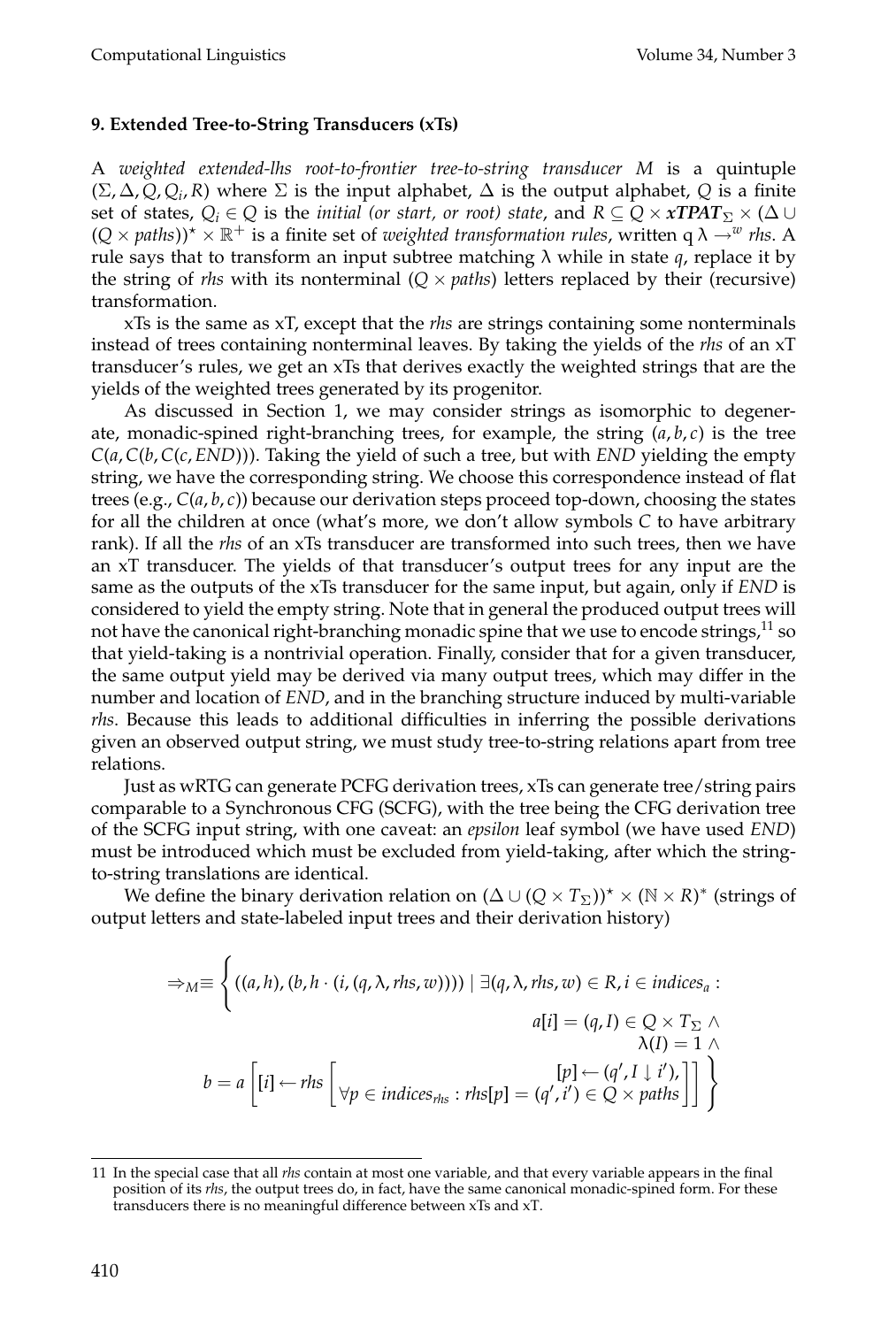## 9. Extended Tree-to-String Transducers (xTs)

A *weighted extended-lhs root-to-frontier tree-to-string transducer* $M$ is a quintuple $(\Sigma, \Delta, Q, Q_i, R)$ where $\Sigma$ is the input alphabet, $\Delta$ is the output alphabet, $Q$ is a finite set of states, $Q_i \in Q$ is the *initial (or start, or root) state*, and $R \subseteq Q \times \boldsymbol{xTPAT}_\Sigma \times (\Delta \cup (Q \times paths))^\star \times \mathbb{R}^+$ is a finite set of *weighted transformation rules*, written $q\ \lambda \rightarrow^w rhs$. A rule says that to transform an input subtree matching $\lambda$ while in state $q$, replace it by the string of *rhs* with its nonterminal ($Q \times paths$) letters replaced by their (recursive) transformation.

xTs is the same as xT, except that the *rhs* are strings containing some nonterminals instead of trees containing nonterminal leaves. By taking the yields of the *rhs* of an xT transducer's rules, we get an xTs that derives exactly the weighted strings that are the yields of the weighted trees generated by its progenitor.

As discussed in Section 1, we may consider strings as isomorphic to degenerate, monadic-spined right-branching trees, for example, the string $(a, b, c)$ is the tree $C(a, C(b, C(c, END)))$. Taking the yield of such a tree, but with *END* yielding the empty string, we have the corresponding string. We choose this correspondence instead of flat trees (e.g., $C(a, b, c)$) because our derivation steps proceed top-down, choosing the states for all the children at once (what's more, we don't allow symbols $C$ to have arbitrary rank). If all the *rhs* of an xTs transducer are transformed into such trees, then we have an xT transducer. The yields of that transducer's output trees for any input are the same as the outputs of the xTs transducer for the same input, but again, only if *END* is considered to yield the empty string. Note that in general the produced output trees will not have the canonical right-branching monadic spine that we use to encode strings,[11] so that yield-taking is a nontrivial operation. Finally, consider that for a given transducer, the same output yield may be derived via many output trees, which may differ in the number and location of *END*, and in the branching structure induced by multi-variable *rhs*. Because this leads to additional difficulties in inferring the possible derivations given an observed output string, we must study tree-to-string relations apart from tree relations.

Just as wRTG can generate PCFG derivation trees, xTs can generate tree/string pairs comparable to a Synchronous CFG (SCFG), with the tree being the CFG derivation tree of the SCFG input string, with one caveat: an *epsilon* leaf symbol (we have used *END*) must be introduced which must be excluded from yield-taking, after which the string-to-string translations are identical.

We define the binary derivation relation on $(\Delta \cup (Q \times T_\Sigma))^\star \times (\mathbb{N} \times R)^*$ (strings of output letters and state-labeled input trees and their derivation history)

$$
\Rightarrow_M \equiv \left\{ ((a,h),(b, h\cdot(i,(q,\lambda,rhs,w)))) \mid \exists (q,\lambda,rhs,w)\in R, i \in indices_a : \begin{array}{r} a[i] = (q,I) \in Q \times T_\Sigma \wedge \\ \lambda(I) = 1 \wedge \\ b = a\left[[i] \leftarrow rhs\left[\begin{array}{r}[p] \leftarrow (q', I \downarrow i'), \\ \forall p \in indices_{rhs} : rhs[p] = (q', i') \in Q \times paths\end{array}\right]\right]\end{array} \right\}
$$

---

11 In the special case that all *rhs* contain at most one variable, and that every variable appears in the final position of its *rhs*, the output trees do, in fact, have the same canonical monadic-spined form. For these transducers there is no meaningful difference between xTs and xT.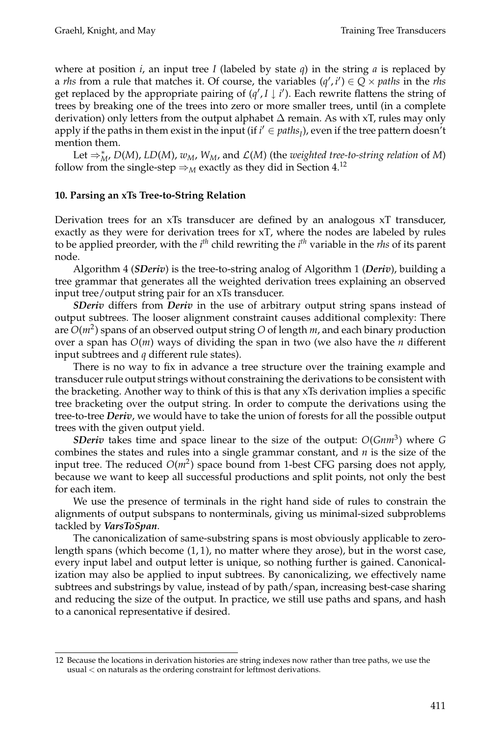where at position $i$, an input tree $I$ (labeled by state $q$) in the string $a$ is replaced by a *rhs* from a rule that matches it. Of course, the variables $(q', i') \in Q \times paths$ in the *rhs* get replaced by the appropriate pairing of $(q', I \downarrow i')$. Each rewrite flattens the string of trees by breaking one of the trees into zero or more smaller trees, until (in a complete derivation) only letters from the output alphabet $\Delta$ remain. As with xT, rules may only apply if the paths in them exist in the input (if $i' \in paths_I$), even if the tree pattern doesn't mention them.

Let $\Rightarrow^*_M$, $D(M)$, $LD(M)$, $w_M$, $W_M$, and $\mathcal{L}(M)$ (the *weighted tree-to-string relation* of $M$) follow from the single-step $\Rightarrow_M$ exactly as they did in Section 4.[12]

### 10. Parsing an xTs Tree-to-String Relation

Derivation trees for an xTs transducer are defined by an analogous xT transducer, exactly as they were for derivation trees for xT, where the nodes are labeled by rules to be applied preorder, with the $i^{th}$ child rewriting the $i^{th}$ variable in the *rhs* of its parent node.

Algorithm 4 (***SDeriv***) is the tree-to-string analog of Algorithm 1 (***Deriv***), building a tree grammar that generates all the weighted derivation trees explaining an observed input tree/output string pair for an xTs transducer.

***SDeriv*** differs from ***Deriv*** in the use of arbitrary output string spans instead of output subtrees. The looser alignment constraint causes additional complexity: There are $O(m^2)$ spans of an observed output string $O$ of length $m$, and each binary production over a span has $O(m)$ ways of dividing the span in two (we also have the $n$ different input subtrees and $q$ different rule states).

There is no way to fix in advance a tree structure over the training example and transducer rule output strings without constraining the derivations to be consistent with the bracketing. Another way to think of this is that any xTs derivation implies a specific tree bracketing over the output string. In order to compute the derivations using the tree-to-tree ***Deriv***, we would have to take the union of forests for all the possible output trees with the given output yield.

***SDeriv*** takes time and space linear to the size of the output: $O(Gnm^3)$ where $G$ combines the states and rules into a single grammar constant, and $n$ is the size of the input tree. The reduced $O(m^2)$ space bound from 1-best CFG parsing does not apply, because we want to keep all successful productions and split points, not only the best for each item.

We use the presence of terminals in the right hand side of rules to constrain the alignments of output subspans to nonterminals, giving us minimal-sized subproblems tackled by ***VarsToSpan***.

The canonicalization of same-substring spans is most obviously applicable to zero-length spans (which become $(1, 1)$, no matter where they arose), but in the worst case, every input label and output letter is unique, so nothing further is gained. Canonicalization may also be applied to input subtrees. By canonicalizing, we effectively name subtrees and substrings by value, instead of by path/span, increasing best-case sharing and reducing the size of the output. In practice, we still use paths and spans, and hash to a canonical representative if desired.

---

12 Because the locations in derivation histories are string indexes now rather than tree paths, we use the usual $<$ on naturals as the ordering constraint for leftmost derivations.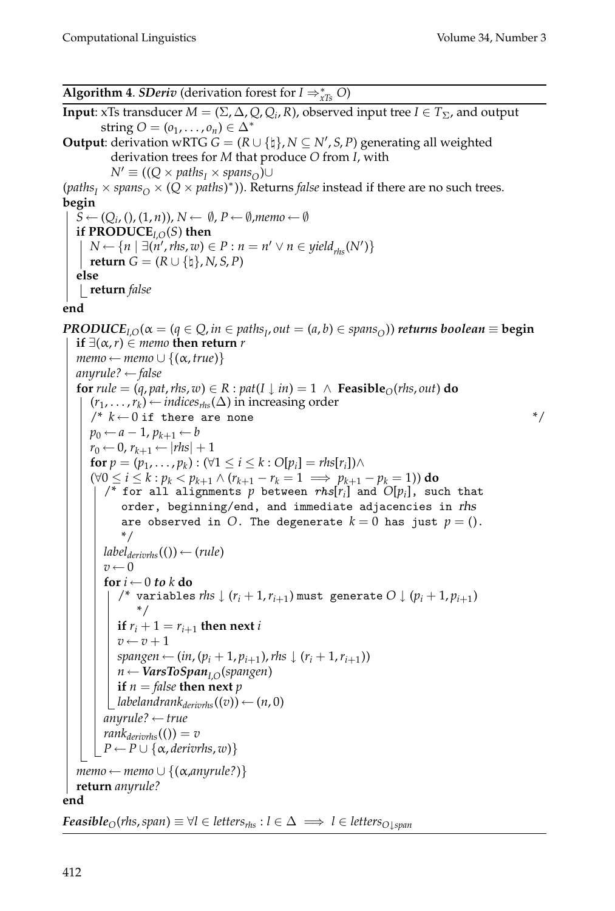**Algorithm 4**. ***SDeriv*** (derivation forest for $I \Rightarrow^*_{xTs} O$)

**Input**: xTs transducer $M = (\Sigma, \Delta, Q, Q_i, R)$, observed input tree $I \in T_\Sigma$, and output string $O = (o_1, \ldots, o_n) \in \Delta^*$

**Output**: derivation wRTG $G = (R \cup \{\natural\}, N \subseteq N', S, P)$ generating all weighted derivation trees for $M$ that produce $O$ from $I$, with $N' \equiv ((Q \times paths_I \times spans_O) \cup (paths_I \times spans_O \times (Q \times paths)^*))$. Returns *false* instead if there are no such trees.

**begin**

- $S \leftarrow (Q_i, (), (1, n))$, $N \leftarrow \emptyset$, $P \leftarrow \emptyset$, $memo \leftarrow \emptyset$
- **if PRODUCE**$_{I,O}(S)$ **then**
  - $N \leftarrow \{n \mid \exists(n', rhs, w) \in P : n = n' \lor n \in yield_{rhs}(N')\}$
  - **return** $G = (R \cup \{\natural\}, N, S, P)$
- **else**
  - **return** *false*

**end**

***PRODUCE***$_{I,O}(\alpha = (q \in Q, in \in paths_I, out = (a, b) \in spans_O))$ ***returns boolean*** $\equiv$ **begin**

- **if** $\exists(\alpha, r) \in memo$ **then return** $r$
- $memo \leftarrow memo \cup \{(\alpha, true)\}$
- $anyrule? \leftarrow false$
- **for** $rule = (q, pat, rhs, w) \in R : pat(I \downarrow in) = 1 \ \land$ **Feasible**$_O(rhs, out)$ **do**
  - $(r_1, \ldots, r_k) \leftarrow indices_{rhs}(\Delta)$ in increasing order
  - `/* ` $k \leftarrow 0$ ` if there are none */`
  - $p_0 \leftarrow a - 1$, $p_{k+1} \leftarrow b$
  - $r_0 \leftarrow 0$, $r_{k+1} \leftarrow |rhs| + 1$
  - **for** $p = (p_1, \ldots, p_k) : (\forall 1 \leq i \leq k : O[p_i] = rhs[r_i]) \land (\forall 0 \leq i \leq k : p_k < p_{k+1} \land (r_{k+1} - r_k = 1 \implies p_{k+1} - p_k = 1))$ **do**
    - `/* for all alignments` $p$ `between` $rhs[r_i]$ `and` $O[p_i]$`, such that order, beginning/end, and immediate adjacencies in` $rhs$ `are observed in` $O$`. The degenerate` $k = 0$ `has just` $p = ()$`. */`
    - $label_{derivrhs}(()) \leftarrow (rule)$
    - $v \leftarrow 0$
    - **for** $i \leftarrow 0$ ***to*** $k$ **do**
      - `/* variables` $rhs \downarrow (r_i + 1, r_{i+1})$ `must generate` $O \downarrow (p_i + 1, p_{i+1})$ `*/`
      - **if** $r_i + 1 = r_{i+1}$ **then next** $i$
      - $v \leftarrow v + 1$
      - $spangen \leftarrow (in, (p_i + 1, p_{i+1}), rhs \downarrow (r_i + 1, r_{i+1}))$
      - $n \leftarrow$ ***VarsToSpan***$_{I,O}(spangen)$
      - **if** $n = false$ **then next** $p$
      - $labelandrank_{derivrhs}((v)) \leftarrow (n, 0)$
    - $anyrule? \leftarrow true$
    - $rank_{derivrhs}(()) = v$
    - $P \leftarrow P \cup \{\alpha, derivrhs, w)\}$
- $memo \leftarrow memo \cup \{(\alpha, anyrule?)\}$
- **return** *anyrule?*

**end**

***Feasible***$_O(rhs, span) \equiv \forall l \in letters_{rhs} : l \in \Delta \implies l \in letters_{O \downarrow span}$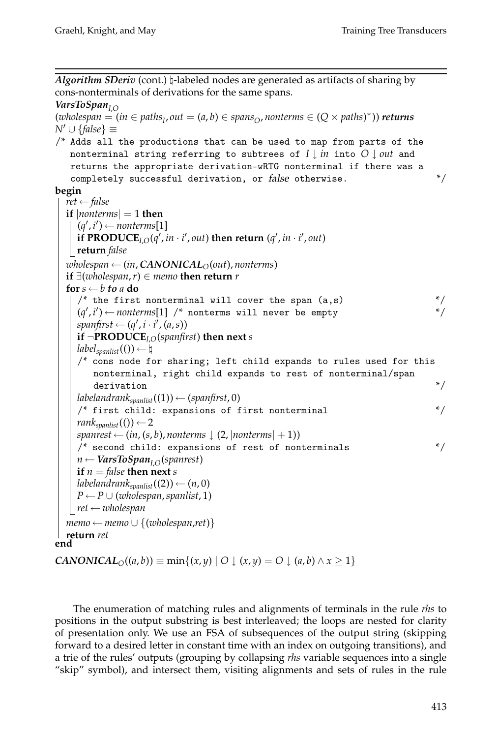**Algorithm SDeriv** (cont.) ♮-labeled nodes are generated as artifacts of sharing by cons-nonterminals of derivations for the same spans.

**$VarsToSpan_{I,O}$**

($wholespan = (in \in paths_I, out = (a, b) \in spans_O, nonterms \in (Q \times paths)^*)$) **returns** $N' \cup \{false\} \equiv$

```
/* Adds all the productions that can be used to map from parts of the
   nonterminal string referring to subtrees of I ↓ in into O ↓ out and
   returns the appropriate derivation-wRTG nonterminal if there was a
   completely successful derivation, or false otherwise.              */
begin
  ret ← false
  if |nonterms| = 1 then
    (q′, i′) ← nonterms[1]
    if PRODUCE_{I,O}(q′, in · i′, out) then return (q′, in · i′, out)
    return false
  wholespan ← (in, CANONICAL_O(out), nonterms)
  if ∃(wholespan, r) ∈ memo then return r
  for s ← b to a do
    /* the first nonterminal will cover the span (a,s)               */
    (q′, i′) ← nonterms[1] /* nonterms will never be empty           */
    spanfirst ← (q′, i · i′, (a, s))
    if ¬PRODUCE_{I,O}(spanfirst) then next s
    label_spanlist(()) ← ♮
    /* cons node for sharing; left child expands to rules used for this
       nonterminal, right child expands to rest of nonterminal/span
       derivation                                                     */
    labelandrank_spanlist((1)) ← (spanfirst, 0)
    /* first child: expansions of first nonterminal                  */
    rank_spanlist(()) ← 2
    spanrest ← (in, (s, b), nonterms ↓ (2, |nonterms| + 1))
    /* second child: expansions of rest of nonterminals              */
    n ← VarsToSpan_{I,O}(spanrest)
    if n = false then next s
    labelandrank_spanlist((2)) ← (n, 0)
    P ← P ∪ (wholespan, spanlist, 1)
    ret ← wholespan
  memo ← memo ∪ {(wholespan,ret)}
  return ret
end
```

$CANONICAL_O((a, b)) \equiv \min\{(x, y) \mid O \downarrow (x, y) = O \downarrow (a, b) \wedge x \geq 1\}$

The enumeration of matching rules and alignments of terminals in the rule *rhs* to positions in the output substring is best interleaved; the loops are nested for clarity of presentation only. We use an FSA of subsequences of the output string (skipping forward to a desired letter in constant time with an index on outgoing transitions), and a trie of the rules' outputs (grouping by collapsing *rhs* variable sequences into a single "skip" symbol), and intersect them, visiting alignments and sets of rules in the rule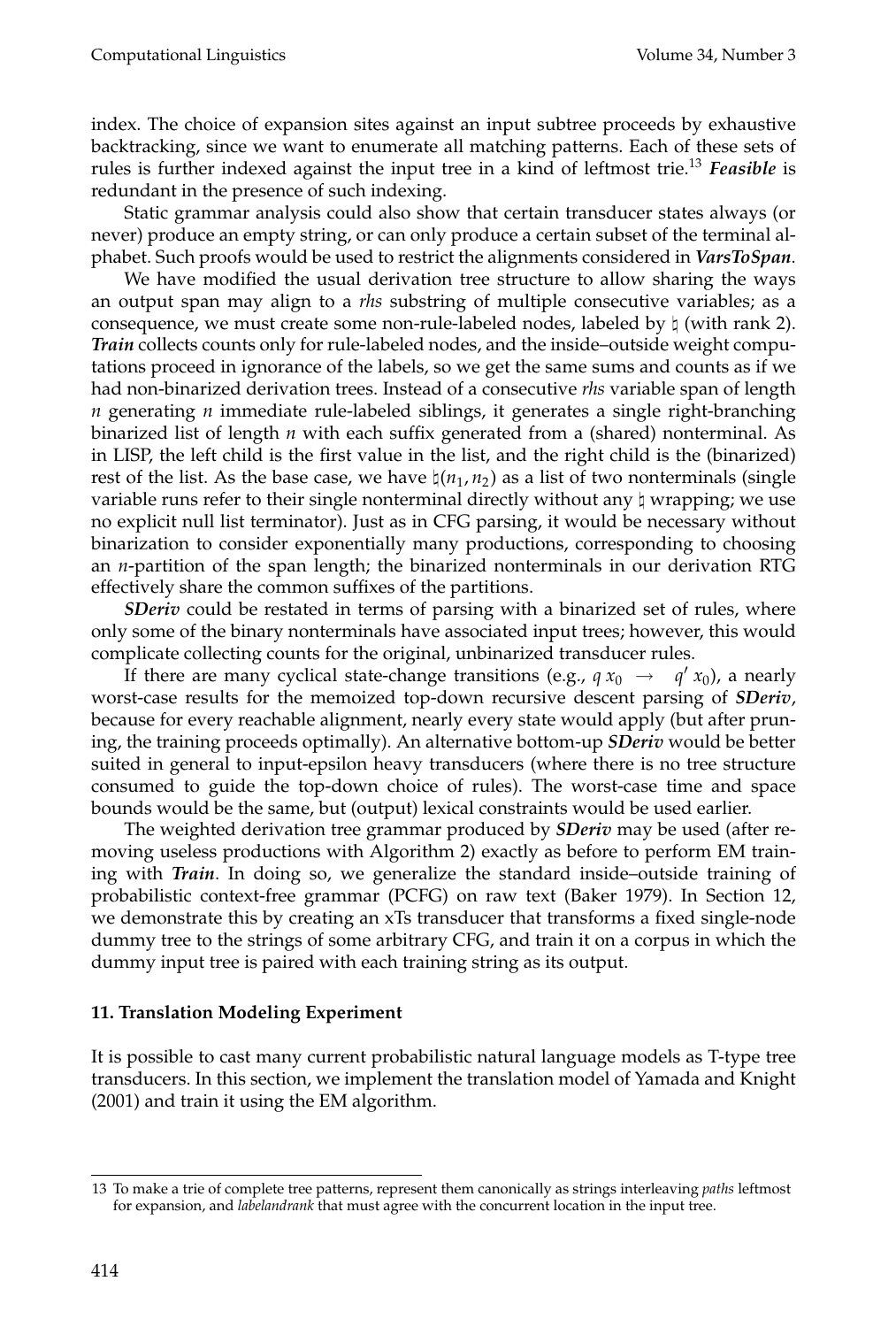index. The choice of expansion sites against an input subtree proceeds by exhaustive backtracking, since we want to enumerate all matching patterns. Each of these sets of rules is further indexed against the input tree in a kind of leftmost trie.[13] ***Feasible*** is redundant in the presence of such indexing.

Static grammar analysis could also show that certain transducer states always (or never) produce an empty string, or can only produce a certain subset of the terminal alphabet. Such proofs would be used to restrict the alignments considered in ***VarsToSpan***.

We have modified the usual derivation tree structure to allow sharing the ways an output span may align to a *rhs* substring of multiple consecutive variables; as a consequence, we must create some non-rule-labeled nodes, labeled by $\natural$ (with rank 2). ***Train*** collects counts only for rule-labeled nodes, and the inside–outside weight computations proceed in ignorance of the labels, so we get the same sums and counts as if we had non-binarized derivation trees. Instead of a consecutive *rhs* variable span of length $n$ generating $n$ immediate rule-labeled siblings, it generates a single right-branching binarized list of length $n$ with each suffix generated from a (shared) nonterminal. As in LISP, the left child is the first value in the list, and the right child is the (binarized) rest of the list. As the base case, we have $\natural(n_1, n_2)$ as a list of two nonterminals (single variable runs refer to their single nonterminal directly without any $\natural$ wrapping; we use no explicit null list terminator). Just as in CFG parsing, it would be necessary without binarization to consider exponentially many productions, corresponding to choosing an $n$-partition of the span length; the binarized nonterminals in our derivation RTG effectively share the common suffixes of the partitions.

***SDeriv*** could be restated in terms of parsing with a binarized set of rules, where only some of the binary nonterminals have associated input trees; however, this would complicate collecting counts for the original, unbinarized transducer rules.

If there are many cyclical state-change transitions (e.g., $q\,x_0 \;\rightarrow\; q'\,x_0$), a nearly worst-case results for the memoized top-down recursive descent parsing of ***SDeriv***, because for every reachable alignment, nearly every state would apply (but after pruning, the training proceeds optimally). An alternative bottom-up ***SDeriv*** would be better suited in general to input-epsilon heavy transducers (where there is no tree structure consumed to guide the top-down choice of rules). The worst-case time and space bounds would be the same, but (output) lexical constraints would be used earlier.

The weighted derivation tree grammar produced by ***SDeriv*** may be used (after removing useless productions with Algorithm 2) exactly as before to perform EM training with ***Train***. In doing so, we generalize the standard inside–outside training of probabilistic context-free grammar (PCFG) on raw text (Baker 1979). In Section 12, we demonstrate this by creating an xTs transducer that transforms a fixed single-node dummy tree to the strings of some arbitrary CFG, and train it on a corpus in which the dummy input tree is paired with each training string as its output.

## 11. Translation Modeling Experiment

It is possible to cast many current probabilistic natural language models as T-type tree transducers. In this section, we implement the translation model of Yamada and Knight (2001) and train it using the EM algorithm.

---

13 To make a trie of complete tree patterns, represent them canonically as strings interleaving *paths* leftmost for expansion, and *labelandrank* that must agree with the concurrent location in the input tree.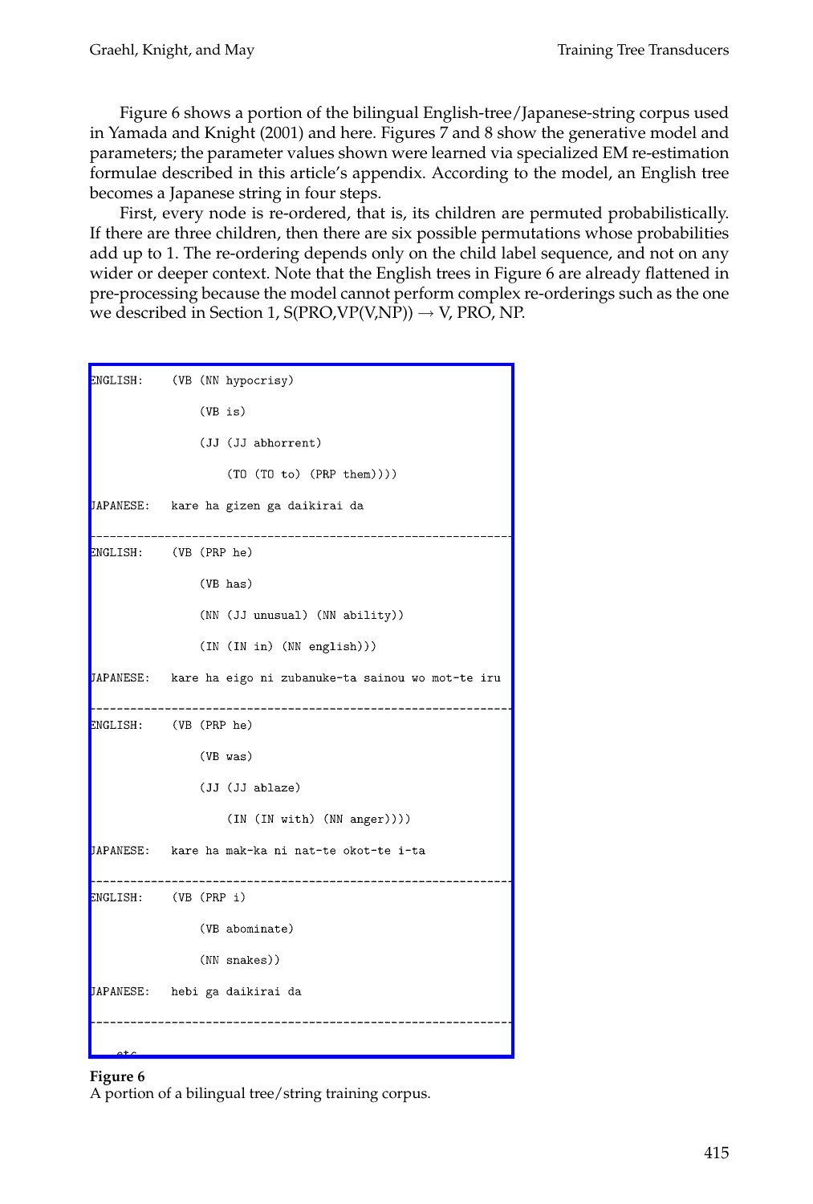Figure 6 shows a portion of the bilingual English-tree/Japanese-string corpus used in Yamada and Knight (2001) and here. Figures 7 and 8 show the generative model and parameters; the parameter values shown were learned via specialized EM re-estimation formulae described in this article's appendix. According to the model, an English tree becomes a Japanese string in four steps.

First, every node is re-ordered, that is, its children are permuted probabilistically. If there are three children, then there are six possible permutations whose probabilities add up to 1. The re-ordering depends only on the child label sequence, and not on any wider or deeper context. Note that the English trees in Figure 6 are already flattened in pre-processing because the model cannot perform complex re-orderings such as the one we described in Section 1, S(PRO,VP(V,NP)) → V, PRO, NP.

```
ENGLISH:    (VB (NN hypocrisy)
                (VB is)
                (JJ (JJ abhorrent)
                    (TO (TO to) (PRP them))))
JAPANESE:   kare ha gizen ga daikirai da
---------------------------------------------------------------
ENGLISH:    (VB (PRP he)
                (VB has)
                (NN (JJ unusual) (NN ability))
                (IN (IN in) (NN english)))
JAPANESE:   kare ha eigo ni zubanuke-ta sainou wo mot-te iru
---------------------------------------------------------------
ENGLISH:    (VB (PRP he)
                (VB was)
                (JJ (JJ ablaze)
                    (IN (IN with) (NN anger))))
JAPANESE:   kare ha mak-ka ni nat-te okot-te i-ta
---------------------------------------------------------------
ENGLISH:    (VB (PRP i)
                (VB abominate)
                (NN snakes))
JAPANESE:   hebi ga daikirai da
---------------------------------------------------------------
    etc.
```

**Figure 6**
A portion of a bilingual tree/string training corpus.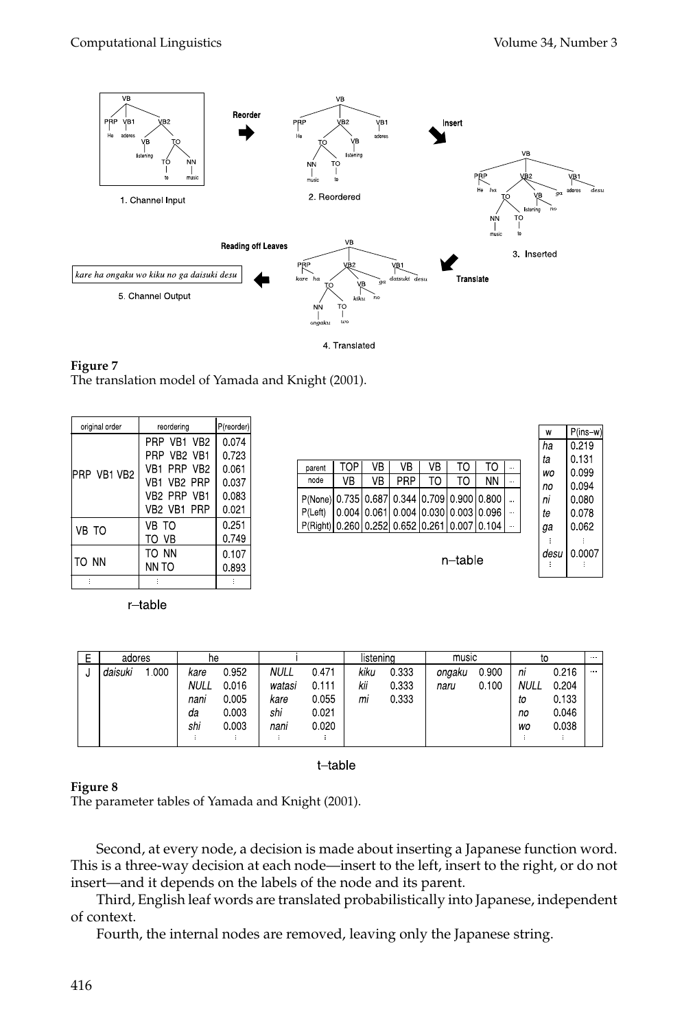**Figure 7**
The translation model of Yamada and Knight (2001).

r–table

| original order | reordering | P(reorder) |
|---|---|---|
| PRP VB1 VB2 | PRP VB1 VB2 | 0.074 |
| | PRP VB2 VB1 | 0.723 |
| | VB1 PRP VB2 | 0.061 |
| | VB1 VB2 PRP | 0.037 |
| | VB2 PRP VB1 | 0.083 |
| | VB2 VB1 PRP | 0.021 |
| VB TO | VB TO | 0.251 |
| | TO VB | 0.749 |
| TO NN | TO NN | 0.107 |
| | NN TO | 0.893 |
| ⋮ | ⋮ | ⋮ |

n–table

| parent | TOP | VB | VB | VB | TO | TO | ... |
|---|---|---|---|---|---|---|---|
| node | VB | VB | PRP | TO | TO | NN | ... |
| P(None) | 0.735 | 0.687 | 0.344 | 0.709 | 0.900 | 0.800 | ... |
| P(Left) | 0.004 | 0.061 | 0.004 | 0.030 | 0.003 | 0.096 | ... |
| P(Right) | 0.260 | 0.252 | 0.652 | 0.261 | 0.007 | 0.104 | ... |

| w | P(ins–w) |
|---|---|
| ha | 0.219 |
| ta | 0.131 |
| wo | 0.099 |
| no | 0.094 |
| ni | 0.080 |
| te | 0.078 |
| ga | 0.062 |
| ⋮ | ⋮ |
| desu | 0.0007 |
| ⋮ | ⋮ |

t–table

| E | adores | | he | | i | | listening | | music | | to | | ... |
|---|---|---|---|---|---|---|---|---|---|---|---|---|---|
| J | daisuki | 1.000 | kare | 0.952 | NULL | 0.471 | kiku | 0.333 | ongaku | 0.900 | ni | 0.216 | ... |
| | | | NULL | 0.016 | watasi | 0.111 | kii | 0.333 | naru | 0.100 | NULL | 0.204 | |
| | | | nani | 0.005 | kare | 0.055 | mi | 0.333 | | | to | 0.133 | |
| | | | da | 0.003 | shi | 0.021 | | | | | no | 0.046 | |
| | | | shi | 0.003 | nani | 0.020 | | | | | wo | 0.038 | |
| | | | ⋮ | ⋮ | ⋮ | ⋮ | | | | | ⋮ | ⋮ | |

**Figure 8**
The parameter tables of Yamada and Knight (2001).

Second, at every node, a decision is made about inserting a Japanese function word. This is a three-way decision at each node—insert to the left, insert to the right, or do not insert—and it depends on the labels of the node and its parent.

Third, English leaf words are translated probabilistically into Japanese, independent of context.

Fourth, the internal nodes are removed, leaving only the Japanese string.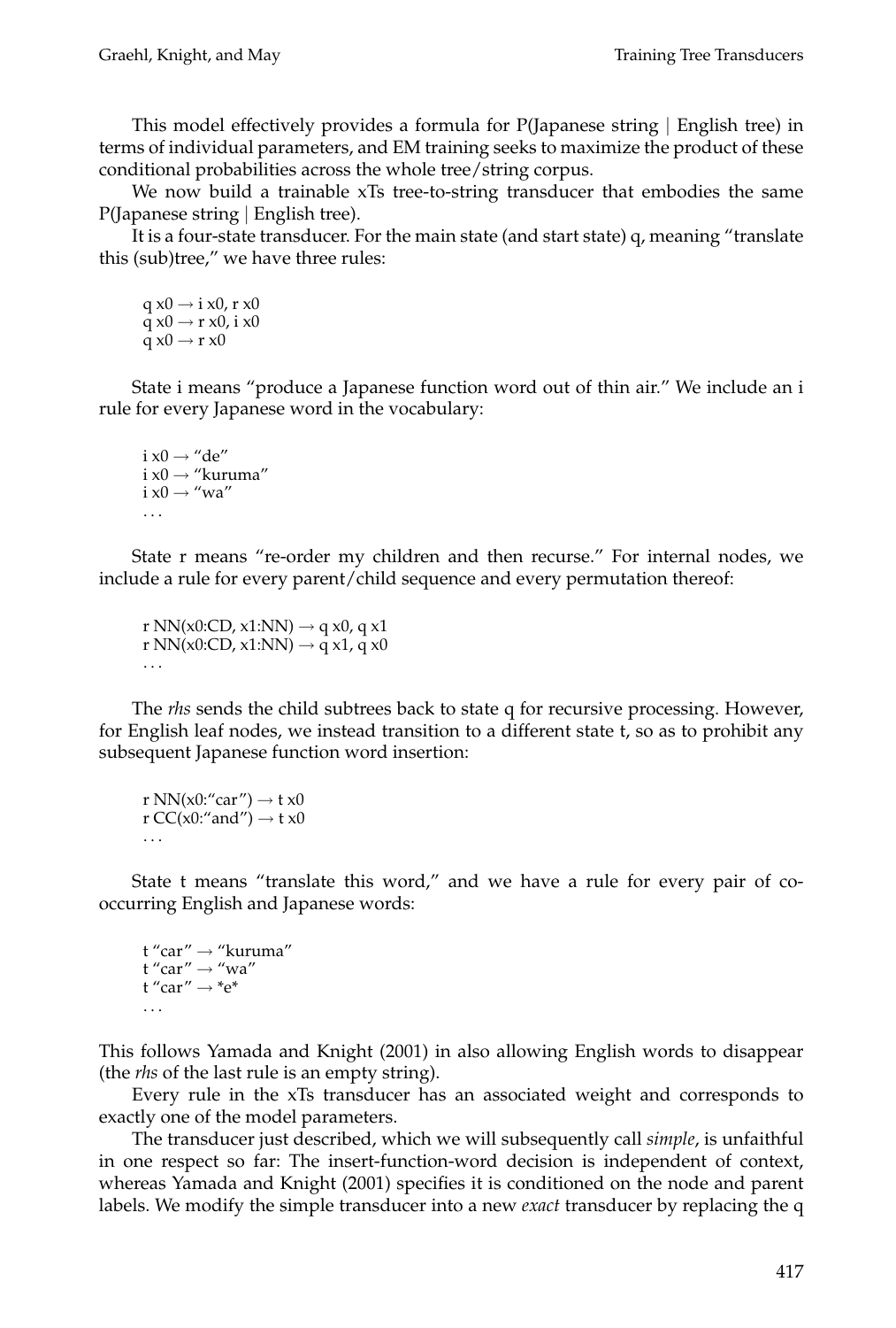This model effectively provides a formula for P(Japanese string | English tree) in terms of individual parameters, and EM training seeks to maximize the product of these conditional probabilities across the whole tree/string corpus.

We now build a trainable xTs tree-to-string transducer that embodies the same P(Japanese string | English tree).

It is a four-state transducer. For the main state (and start state) q, meaning "translate this (sub)tree," we have three rules:

```
q x0 → i x0, r x0
q x0 → r x0, i x0
q x0 → r x0
```

State i means "produce a Japanese function word out of thin air." We include an i rule for every Japanese word in the vocabulary:

```
i x0 → "de"
i x0 → "kuruma"
i x0 → "wa"
...
```

State r means "re-order my children and then recurse." For internal nodes, we include a rule for every parent/child sequence and every permutation thereof:

```
r NN(x0:CD, x1:NN) → q x0, q x1
r NN(x0:CD, x1:NN) → q x1, q x0
...
```

The *rhs* sends the child subtrees back to state q for recursive processing. However, for English leaf nodes, we instead transition to a different state t, so as to prohibit any subsequent Japanese function word insertion:

```
r NN(x0:"car") → t x0
r CC(x0:"and") → t x0
...
```

State t means "translate this word," and we have a rule for every pair of co-occurring English and Japanese words:

```
t "car" → "kuruma"
t "car" → "wa"
t "car" → *e*
...
```

This follows Yamada and Knight (2001) in also allowing English words to disappear (the *rhs* of the last rule is an empty string).

Every rule in the xTs transducer has an associated weight and corresponds to exactly one of the model parameters.

The transducer just described, which we will subsequently call *simple*, is unfaithful in one respect so far: The insert-function-word decision is independent of context, whereas Yamada and Knight (2001) specifies it is conditioned on the node and parent labels. We modify the simple transducer into a new *exact* transducer by replacing the q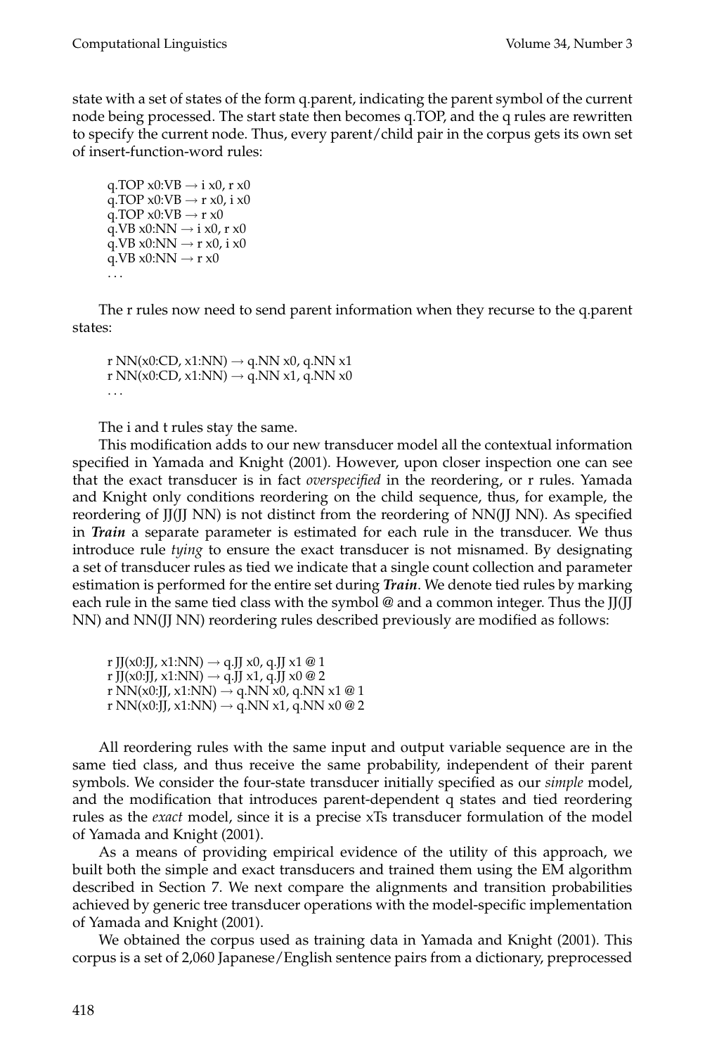state with a set of states of the form q.parent, indicating the parent symbol of the current node being processed. The start state then becomes q.TOP, and the q rules are rewritten to specify the current node. Thus, every parent/child pair in the corpus gets its own set of insert-function-word rules:

```
q.TOP x0:VB → i x0, r x0
q.TOP x0:VB → r x0, i x0
q.TOP x0:VB → r x0
q.VB x0:NN → i x0, r x0
q.VB x0:NN → r x0, i x0
q.VB x0:NN → r x0
...
```

The r rules now need to send parent information when they recurse to the q.parent states:

```
r NN(x0:CD, x1:NN) → q.NN x0, q.NN x1
r NN(x0:CD, x1:NN) → q.NN x1, q.NN x0
...
```

The i and t rules stay the same.

This modification adds to our new transducer model all the contextual information specified in Yamada and Knight (2001). However, upon closer inspection one can see that the exact transducer is in fact *overspecified* in the reordering, or r rules. Yamada and Knight only conditions reordering on the child sequence, thus, for example, the reordering of JJ(JJ NN) is not distinct from the reordering of NN(JJ NN). As specified in ***Train*** a separate parameter is estimated for each rule in the transducer. We thus introduce rule *tying* to ensure the exact transducer is not misnamed. By designating a set of transducer rules as tied we indicate that a single count collection and parameter estimation is performed for the entire set during ***Train***. We denote tied rules by marking each rule in the same tied class with the symbol @ and a common integer. Thus the JJ(JJ NN) and NN(JJ NN) reordering rules described previously are modified as follows:

```
r JJ(x0:JJ, x1:NN) → q.JJ x0, q.JJ x1 @ 1
r JJ(x0:JJ, x1:NN) → q.JJ x1, q.JJ x0 @ 2
r NN(x0:JJ, x1:NN) → q.NN x0, q.NN x1 @ 1
r NN(x0:JJ, x1:NN) → q.NN x1, q.NN x0 @ 2
```

All reordering rules with the same input and output variable sequence are in the same tied class, and thus receive the same probability, independent of their parent symbols. We consider the four-state transducer initially specified as our *simple* model, and the modification that introduces parent-dependent q states and tied reordering rules as the *exact* model, since it is a precise xTs transducer formulation of the model of Yamada and Knight (2001).

As a means of providing empirical evidence of the utility of this approach, we built both the simple and exact transducers and trained them using the EM algorithm described in Section 7. We next compare the alignments and transition probabilities achieved by generic tree transducer operations with the model-specific implementation of Yamada and Knight (2001).

We obtained the corpus used as training data in Yamada and Knight (2001). This corpus is a set of 2,060 Japanese/English sentence pairs from a dictionary, preprocessed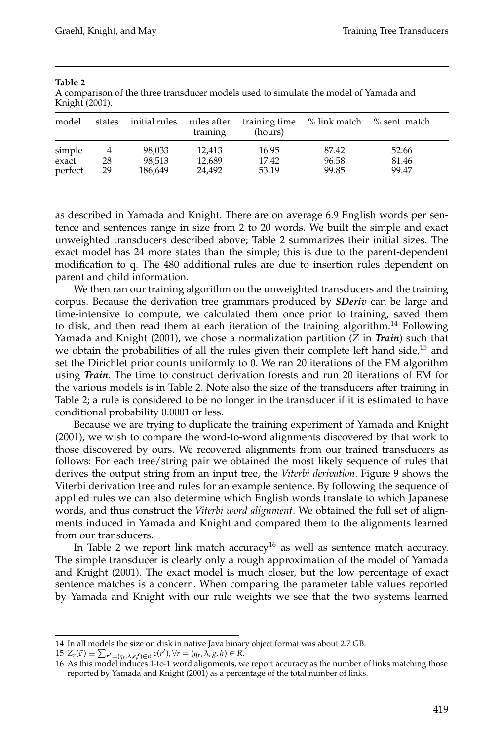**Table 2**
A comparison of the three transducer models used to simulate the model of Yamada and Knight (2001).

| model | states | initial rules | rules after training | training time (hours) | % link match | % sent. match |
|---|---|---|---|---|---|---|
| simple | 4 | 98,033 | 12,413 | 16.95 | 87.42 | 52.66 |
| exact | 28 | 98,513 | 12,689 | 17.42 | 96.58 | 81.46 |
| perfect | 29 | 186,649 | 24,492 | 53.19 | 99.85 | 99.47 |

as described in Yamada and Knight. There are on average 6.9 English words per sentence and sentences range in size from 2 to 20 words. We built the simple and exact unweighted transducers described above; Table 2 summarizes their initial sizes. The exact model has 24 more states than the simple; this is due to the parent-dependent modification to q. The 480 additional rules are due to insertion rules dependent on parent and child information.

We then ran our training algorithm on the unweighted transducers and the training corpus. Because the derivation tree grammars produced by ***SDeriv*** can be large and time-intensive to compute, we calculated them once prior to training, saved them to disk, and then read them at each iteration of the training algorithm.[14] Following Yamada and Knight (2001), we chose a normalization partition ($Z$ in ***Train***) such that we obtain the probabilities of all the rules given their complete left hand side,[15] and set the Dirichlet prior counts uniformly to 0. We ran 20 iterations of the EM algorithm using ***Train***. The time to construct derivation forests and run 20 iterations of EM for the various models is in Table 2. Note also the size of the transducers after training in Table 2; a rule is considered to be no longer in the transducer if it is estimated to have conditional probability 0.0001 or less.

Because we are trying to duplicate the training experiment of Yamada and Knight (2001), we wish to compare the word-to-word alignments discovered by that work to those discovered by ours. We recovered alignments from our trained transducers as follows: For each tree/string pair we obtained the most likely sequence of rules that derives the output string from an input tree, the *Viterbi derivation*. Figure 9 shows the Viterbi derivation tree and rules for an example sentence. By following the sequence of applied rules we can also determine which English words translate to which Japanese words, and thus construct the *Viterbi word alignment*. We obtained the full set of alignments induced in Yamada and Knight and compared them to the alignments learned from our transducers.

In Table 2 we report link match accuracy[16] as well as sentence match accuracy. The simple transducer is clearly only a rough approximation of the model of Yamada and Knight (2001). The exact model is much closer, but the low percentage of exact sentence matches is a concern. When comparing the parameter table values reported by Yamada and Knight with our rule weights we see that the two systems learned

---

14 In all models the size on disk in native Java binary object format was about 2.7 GB.

15 $Z_r(\vec{c}) \equiv \sum_{r'=(q_r,\lambda,e,f)\in R} c(r'), \forall r = (q_r, \lambda, g, h) \in R$.

16 As this model induces 1-to-1 word alignments, we report accuracy as the number of links matching those reported by Yamada and Knight (2001) as a percentage of the total number of links.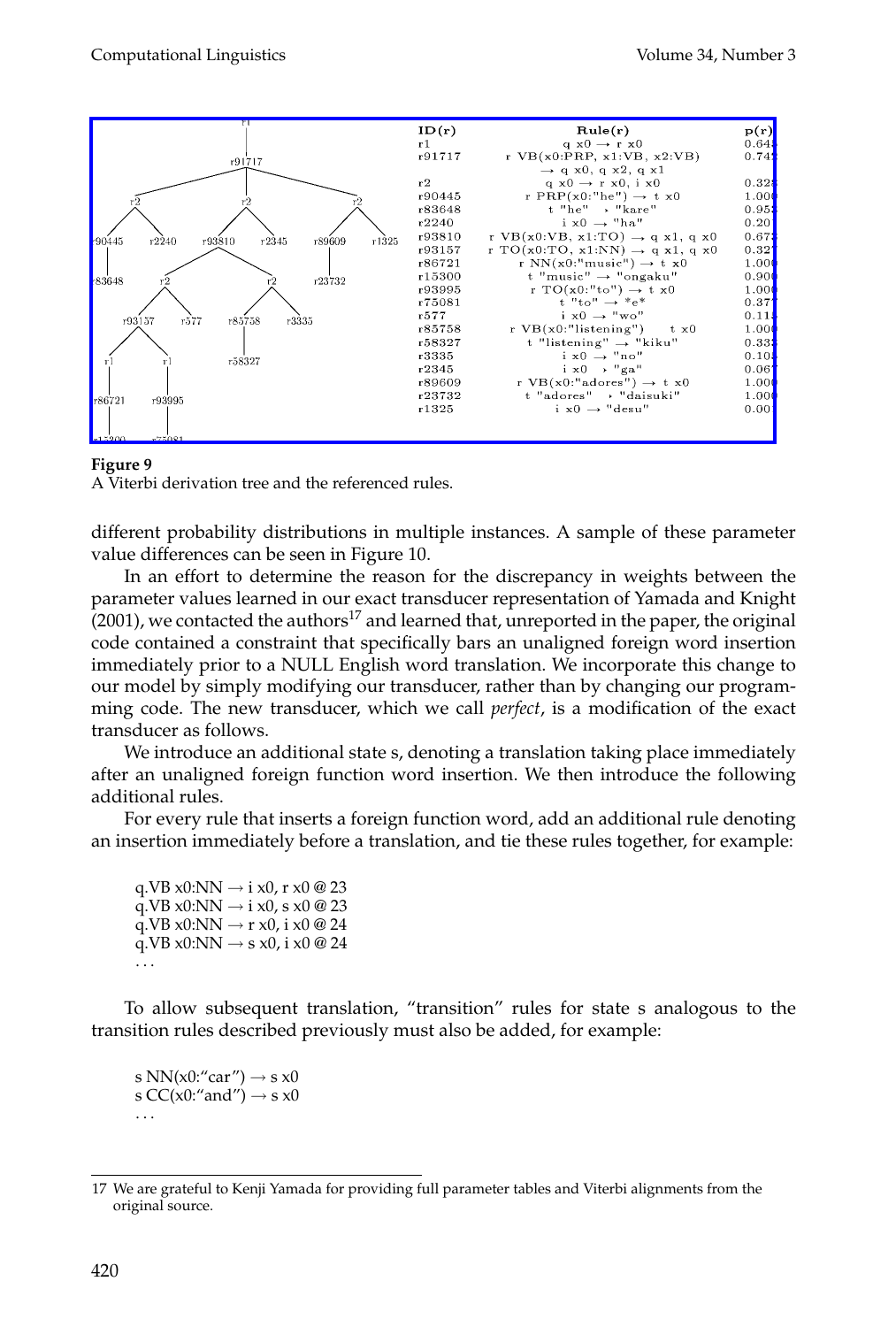| ID(r) | Rule(r) | p(r) |
|---|---|---|
| r1 | q x0 → r x0 | 0.64 |
| r91717 | r VB(x0:PRP, x1:VB, x2:VB) → q x0, q x2, q x1 | 0.74 |
| r2 | q x0 → r x0, i x0 | 0.32 |
| r90445 | r PRP(x0:"he") → t x0 | 1.00 |
| r83648 | t "he" → "kare" | 0.95 |
| r2240 | i x0 → "ha" | 0.20 |
| r93810 | r VB(x0:VB, x1:TO) → q x1, q x0 | 0.67 |
| r93157 | r TO(x0:TO, x1:NN) → q x1, q x0 | 0.32 |
| r86721 | r NN(x0:"music") → t x0 | 1.00 |
| r15300 | t "music" → "ongaku" | 0.90 |
| r93995 | r TO(x0:"to") → t x0 | 1.00 |
| r75081 | t "to" → *e* | 0.37 |
| r577 | i x0 → "wo" | 0.11 |
| r85758 | r VB(x0:"listening") → t x0 | 1.00 |
| r58327 | t "listening" → "kiku" | 0.33 |
| r3335 | i x0 → "no" | 0.10 |
| r2345 | i x0 → "ga" | 0.06 |
| r89609 | r VB(x0:"adores") → t x0 | 1.00 |
| r23732 | t "adores" → "daisuki" | 1.00 |
| r1325 | i x0 → "desu" | 0.00 |

**Figure 9**
A Viterbi derivation tree and the referenced rules.

different probability distributions in multiple instances. A sample of these parameter value differences can be seen in Figure 10.

In an effort to determine the reason for the discrepancy in weights between the parameter values learned in our exact transducer representation of Yamada and Knight (2001), we contacted the authors[17] and learned that, unreported in the paper, the original code contained a constraint that specifically bars an unaligned foreign word insertion immediately prior to a NULL English word translation. We incorporate this change to our model by simply modifying our transducer, rather than by changing our programming code. The new transducer, which we call *perfect*, is a modification of the exact transducer as follows.

We introduce an additional state s, denoting a translation taking place immediately after an unaligned foreign function word insertion. We then introduce the following additional rules.

For every rule that inserts a foreign function word, add an additional rule denoting an insertion immediately before a translation, and tie these rules together, for example:

q.VB x0:NN → i x0, r x0 @ 23
q.VB x0:NN → i x0, s x0 @ 23
q.VB x0:NN → r x0, i x0 @ 24
q.VB x0:NN → s x0, i x0 @ 24
...

To allow subsequent translation, "transition" rules for state s analogous to the transition rules described previously must also be added, for example:

s NN(x0:"car") → s x0
s CC(x0:"and") → s x0
...

17 We are grateful to Kenji Yamada for providing full parameter tables and Viterbi alignments from the original source.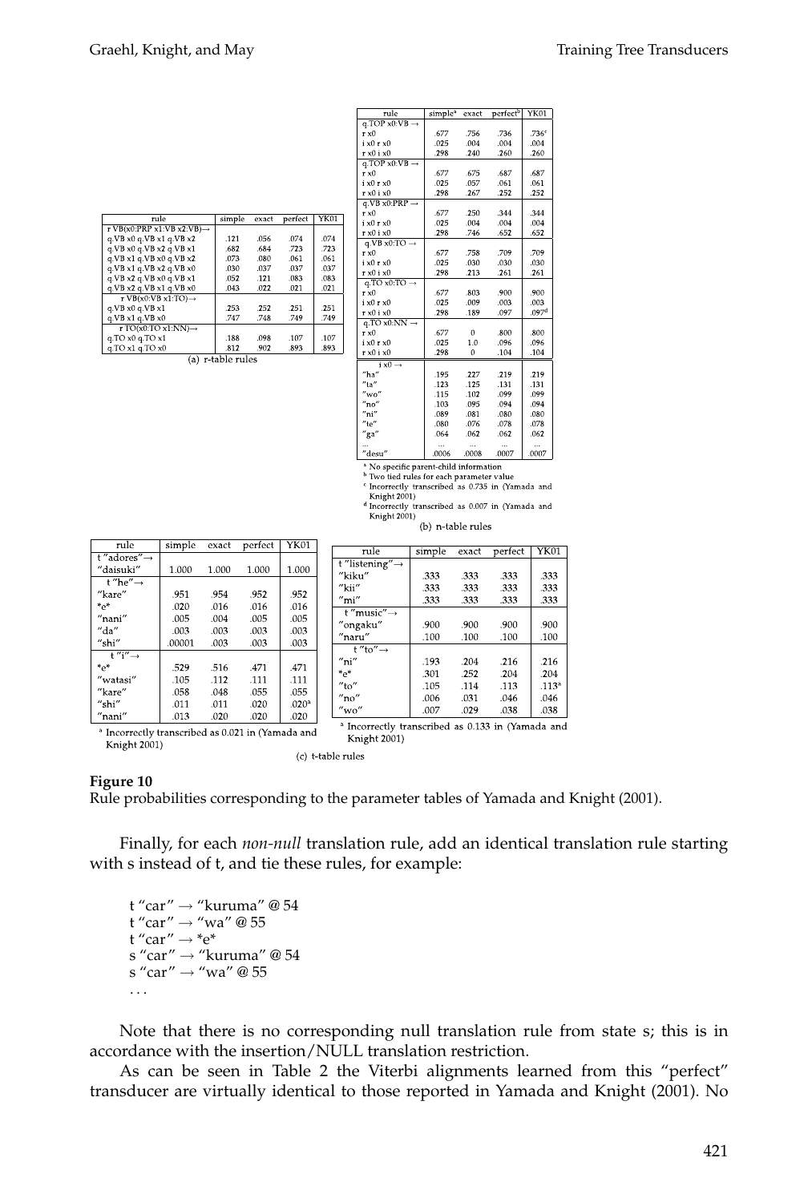(a) r-table rules

| rule | simple | exact | perfect | YK01 |
|---|---|---|---|---|
| r VB(x0:PRP x1:VB x2:VB)→ | | | | |
| q.VB x0 q.VB x1 q.VB x2 | .121 | .056 | .074 | .074 |
| q.VB x0 q.VB x2 q.VB x1 | .682 | .684 | .723 | .723 |
| q.VB x1 q.VB x0 q.VB x2 | .073 | .080 | .061 | .061 |
| q.VB x1 q.VB x2 q.VB x0 | .030 | .037 | .037 | .037 |
| q.VB x2 q.VB x0 q.VB x1 | .052 | .121 | .083 | .083 |
| q.VB x2 q.VB x1 q.VB x0 | .043 | .022 | .021 | .021 |
| r VB(x0:VB x1:TO)→ | | | | |
| q.VB x0 q.VB x1 | .253 | .252 | .251 | .251 |
| q.VB x1 q.VB x0 | .747 | .748 | .749 | .749 |
| r TO(x0:TO x1:NN)→ | | | | |
| q.TO x0 q.TO x1 | .188 | .098 | .107 | .107 |
| q.TO x1 q.TO x0 | .812 | .902 | .893 | .893 |

(b) n-table rules

| rule | simple[a] | exact | perfect[b] | YK01 |
|---|---|---|---|---|
| q.TOP x0:VB → | | | | |
| r x0 | .677 | .756 | .736 | .736[c] |
| i x0 r x0 | .025 | .004 | .004 | .004 |
| r x0 i x0 | .298 | .240 | .260 | .260 |
| q.TOP x0:VB → | | | | |
| r x0 | .677 | .675 | .687 | .687 |
| i x0 r x0 | .025 | .057 | .061 | .061 |
| r x0 i x0 | .298 | .267 | .252 | .252 |
| q.VB x0:PRP → | | | | |
| r x0 | .677 | .250 | .344 | .344 |
| i x0 r x0 | .025 | .004 | .004 | .004 |
| r x0 i x0 | .298 | .746 | .652 | .652 |
| q.VB x0:TO → | | | | |
| r x0 | .677 | .758 | .709 | .709 |
| i x0 r x0 | .025 | .030 | .030 | .030 |
| r x0 i x0 | .298 | .213 | .261 | .261 |
| q.TO x0:TO → | | | | |
| r x0 | .677 | .803 | .900 | .900 |
| i x0 r x0 | .025 | .009 | .003 | .003 |
| r x0 i x0 | .298 | .189 | .097 | .097[d] |
| q.TO x0:NN → | | | | |
| r x0 | .677 | 0 | .800 | .800 |
| i x0 r x0 | .025 | 1.0 | .096 | .096 |
| r x0 i x0 | .298 | 0 | .104 | .104 |
| i x0 → | | | | |
| "ha" | .195 | .227 | .219 | .219 |
| "ta" | .123 | .125 | .131 | .131 |
| "wo" | .115 | .102 | .099 | .099 |
| "ni" | .103 | .095 | .094 | .094 |
| "no" | .089 | .081 | .080 | .080 |
| "te" | .080 | .076 | .078 | .078 |
| "ga" | .064 | .062 | .062 | .062 |
| ... | ... | ... | ... | ... |
| "desu" | .0006 | .0008 | .0007 | .0007 |

[a] No specific parent-child information
[b] Two tied rules for each parameter value
[c] Incorrectly transcribed as 0.735 in (Yamada and Knight 2001)
[d] Incorrectly transcribed as 0.007 in (Yamada and Knight 2001)

(c) t-table rules

| rule | simple | exact | perfect | YK01 |
|---|---|---|---|---|
| t "adores"→ | | | | |
| "daisuki" | 1.000 | 1.000 | 1.000 | 1.000 |
| t "he"→ | | | | |
| "kare" | .951 | .954 | .952 | .952 |
| *e* | .020 | .016 | .016 | .016 |
| "nani" | .005 | .004 | .005 | .005 |
| "da" | .003 | .003 | .003 | .003 |
| "shi" | .00001 | .003 | .003 | .003 |
| t "i"→ | | | | |
| *e* | .529 | .516 | .471 | .471 |
| "watasi" | .105 | .112 | .111 | .111 |
| "kare" | .058 | .048 | .055 | .055 |
| "shi" | .011 | .011 | .020 | .020[a] |
| "nani" | .013 | .020 | .020 | .020 |

[a] Incorrectly transcribed as 0.021 in (Yamada and Knight 2001)

| rule | simple | exact | perfect | YK01 |
|---|---|---|---|---|
| t "listening"→ | | | | |
| "kiku" | .333 | .333 | .333 | .333 |
| "kii" | .333 | .333 | .333 | .333 |
| "mi" | .333 | .333 | .333 | .333 |
| t "music"→ | | | | |
| "ongaku" | .900 | .900 | .900 | .900 |
| "naru" | .100 | .100 | .100 | .100 |
| t "to"→ | | | | |
| "ni" | .193 | .204 | .216 | .216 |
| *e* | .301 | .252 | .204 | .204 |
| "to" | .105 | .114 | .113 | .113[a] |
| "no" | .006 | .031 | .046 | .046 |
| "wo" | .007 | .029 | .038 | .038 |

[a] Incorrectly transcribed as 0.133 in (Yamada and Knight 2001)

**Figure 10**
Rule probabilities corresponding to the parameter tables of Yamada and Knight (2001).

Finally, for each *non-null* translation rule, add an identical translation rule starting with s instead of t, and tie these rules, for example:

```
t "car" → "kuruma" @ 54
t "car" → "wa" @ 55
t "car" → *e*
s "car" → "kuruma" @ 54
s "car" → "wa" @ 55
...
```

Note that there is no corresponding null translation rule from state s; this is in accordance with the insertion/NULL translation restriction.

As can be seen in Table 2 the Viterbi alignments learned from this "perfect" transducer are virtually identical to those reported in Yamada and Knight (2001). No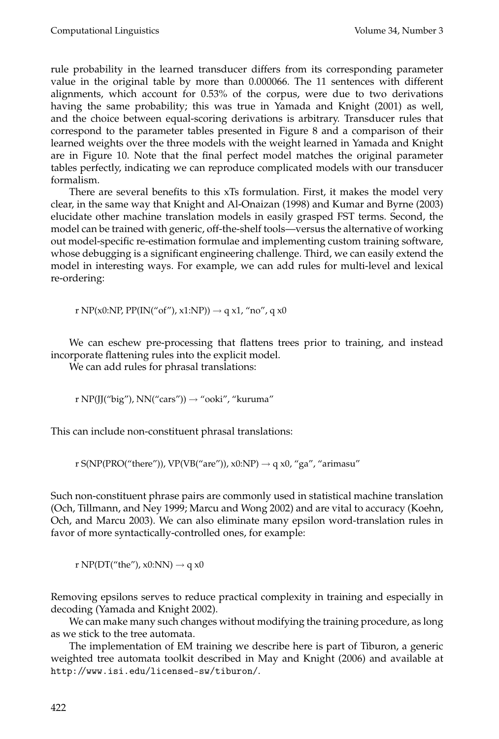rule probability in the learned transducer differs from its corresponding parameter value in the original table by more than 0.000066. The 11 sentences with different alignments, which account for 0.53% of the corpus, were due to two derivations having the same probability; this was true in Yamada and Knight (2001) as well, and the choice between equal-scoring derivations is arbitrary. Transducer rules that correspond to the parameter tables presented in Figure 8 and a comparison of their learned weights over the three models with the weight learned in Yamada and Knight are in Figure 10. Note that the final perfect model matches the original parameter tables perfectly, indicating we can reproduce complicated models with our transducer formalism.

There are several benefits to this xTs formulation. First, it makes the model very clear, in the same way that Knight and Al-Onaizan (1998) and Kumar and Byrne (2003) elucidate other machine translation models in easily grasped FST terms. Second, the model can be trained with generic, off-the-shelf tools—versus the alternative of working out model-specific re-estimation formulae and implementing custom training software, whose debugging is a significant engineering challenge. Third, we can easily extend the model in interesting ways. For example, we can add rules for multi-level and lexical re-ordering:

r NP(x0:NP, PP(IN("of"), x1:NP)) → q x1, "no", q x0

We can eschew pre-processing that flattens trees prior to training, and instead incorporate flattening rules into the explicit model.

We can add rules for phrasal translations:

r NP(JJ("big"), NN("cars")) → "ooki", "kuruma"

This can include non-constituent phrasal translations:

r S(NP(PRO("there")), VP(VB("are")), x0:NP) → q x0, "ga", "arimasu"

Such non-constituent phrase pairs are commonly used in statistical machine translation (Och, Tillmann, and Ney 1999; Marcu and Wong 2002) and are vital to accuracy (Koehn, Och, and Marcu 2003). We can also eliminate many epsilon word-translation rules in favor of more syntactically-controlled ones, for example:

r NP(DT("the"), x0:NN) → q x0

Removing epsilons serves to reduce practical complexity in training and especially in decoding (Yamada and Knight 2002).

We can make many such changes without modifying the training procedure, as long as we stick to the tree automata.

The implementation of EM training we describe here is part of Tiburon, a generic weighted tree automata toolkit described in May and Knight (2006) and available at http://www.isi.edu/licensed-sw/tiburon/.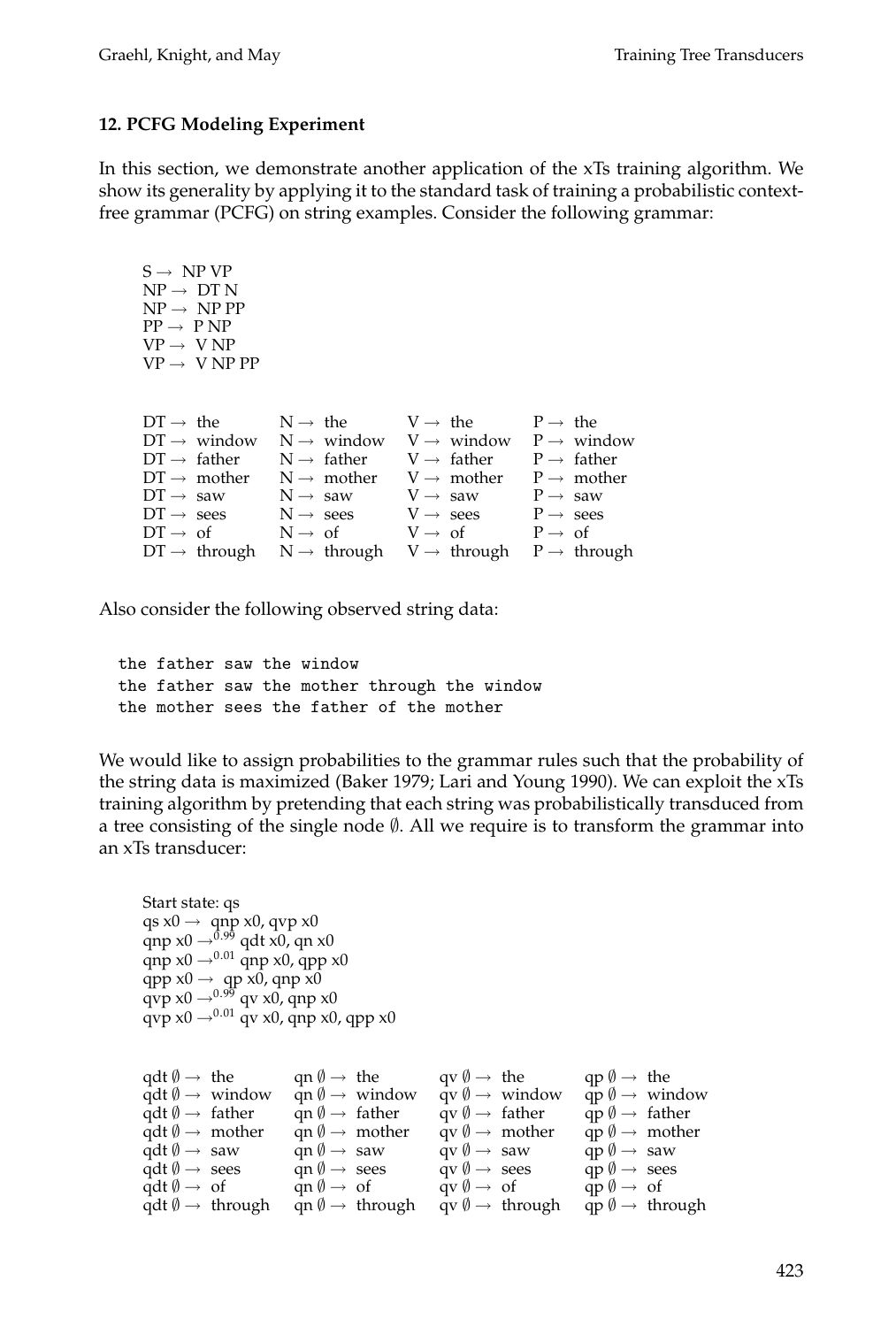## 12. PCFG Modeling Experiment

In this section, we demonstrate another application of the xTs training algorithm. We show its generality by applying it to the standard task of training a probabilistic context-free grammar (PCFG) on string examples. Consider the following grammar:

S → NP VP
NP → DT N
NP → NP PP
PP → P NP
VP → V NP
VP → V NP PP

| | | | |
|---|---|---|---|
| DT → the | N → the | V → the | P → the |
| DT → window | N → window | V → window | P → window |
| DT → father | N → father | V → father | P → father |
| DT → mother | N → mother | V → mother | P → mother |
| DT → saw | N → saw | V → saw | P → saw |
| DT → sees | N → sees | V → sees | P → sees |
| DT → of | N → of | V → of | P → of |
| DT → through | N → through | V → through | P → through |

Also consider the following observed string data:

```
the father saw the window
the father saw the mother through the window
the mother sees the father of the mother
```

We would like to assign probabilities to the grammar rules such that the probability of the string data is maximized (Baker 1979; Lari and Young 1990). We can exploit the xTs training algorithm by pretending that each string was probabilistically transduced from a tree consisting of the single node ∅. All we require is to transform the grammar into an xTs transducer:

Start state: qs
qs x0 → qnp x0, qvp x0
qnp x0 $\rightarrow^{0.99}$ qdt x0, qn x0
qnp x0 $\rightarrow^{0.01}$ qnp x0, qpp x0
qpp x0 → qp x0, qnp x0
qvp x0 $\rightarrow^{0.99}$ qv x0, qnp x0
qvp x0 $\rightarrow^{0.01}$ qv x0, qnp x0, qpp x0

| | | | |
|---|---|---|---|
| qdt ∅ → the | qn ∅ → the | qv ∅ → the | qp ∅ → the |
| qdt ∅ → window | qn ∅ → window | qv ∅ → window | qp ∅ → window |
| qdt ∅ → father | qn ∅ → father | qv ∅ → father | qp ∅ → father |
| qdt ∅ → mother | qn ∅ → mother | qv ∅ → mother | qp ∅ → mother |
| qdt ∅ → saw | qn ∅ → saw | qv ∅ → saw | qp ∅ → saw |
| qdt ∅ → sees | qn ∅ → sees | qv ∅ → sees | qp ∅ → sees |
| qdt ∅ → of | qn ∅ → of | qv ∅ → of | qp ∅ → of |
| qdt ∅ → through | qn ∅ → through | qv ∅ → through | qp ∅ → through |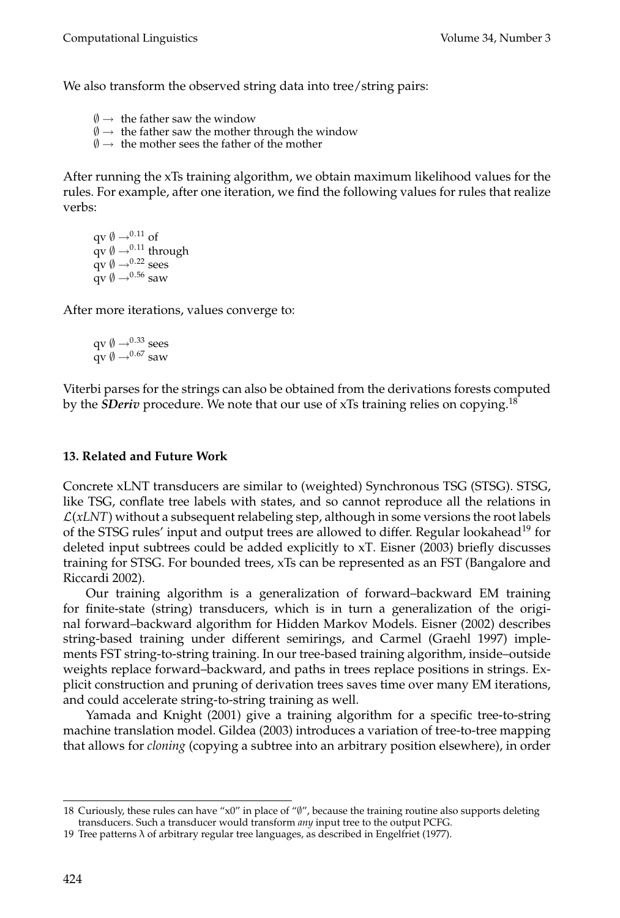We also transform the observed string data into tree/string pairs:

$\emptyset \rightarrow$ the father saw the window  
$\emptyset \rightarrow$ the father saw the mother through the window  
$\emptyset \rightarrow$ the mother sees the father of the mother

After running the xTs training algorithm, we obtain maximum likelihood values for the rules. For example, after one iteration, we find the following values for rules that realize verbs:

qv $\emptyset \rightarrow^{0.11}$ of  
qv $\emptyset \rightarrow^{0.11}$ through  
qv $\emptyset \rightarrow^{0.22}$ sees  
qv $\emptyset \rightarrow^{0.56}$ saw

After more iterations, values converge to:

qv $\emptyset \rightarrow^{0.33}$ sees  
qv $\emptyset \rightarrow^{0.67}$ saw

Viterbi parses for the strings can also be obtained from the derivations forests computed by the ***SDeriv*** procedure. We note that our use of xTs training relies on copying.[18]

## 13. Related and Future Work

Concrete xLNT transducers are similar to (weighted) Synchronous TSG (STSG). STSG, like TSG, conflate tree labels with states, and so cannot reproduce all the relations in $\mathcal{L}(xLNT)$ without a subsequent relabeling step, although in some versions the root labels of the STSG rules' input and output trees are allowed to differ. Regular lookahead[19] for deleted input subtrees could be added explicitly to xT. Eisner (2003) briefly discusses training for STSG. For bounded trees, xTs can be represented as an FST (Bangalore and Riccardi 2002).

Our training algorithm is a generalization of forward–backward EM training for finite-state (string) transducers, which is in turn a generalization of the original forward–backward algorithm for Hidden Markov Models. Eisner (2002) describes string-based training under different semirings, and Carmel (Graehl 1997) implements FST string-to-string training. In our tree-based training algorithm, inside–outside weights replace forward–backward, and paths in trees replace positions in strings. Explicit construction and pruning of derivation trees saves time over many EM iterations, and could accelerate string-to-string training as well.

Yamada and Knight (2001) give a training algorithm for a specific tree-to-string machine translation model. Gildea (2003) introduces a variation of tree-to-tree mapping that allows for *cloning* (copying a subtree into an arbitrary position elsewhere), in order

---

18 Curiously, these rules can have "x0" in place of "$\emptyset$", because the training routine also supports deleting transducers. Such a transducer would transform *any* input tree to the output PCFG.

19 Tree patterns $\lambda$ of arbitrary regular tree languages, as described in Engelfriet (1977).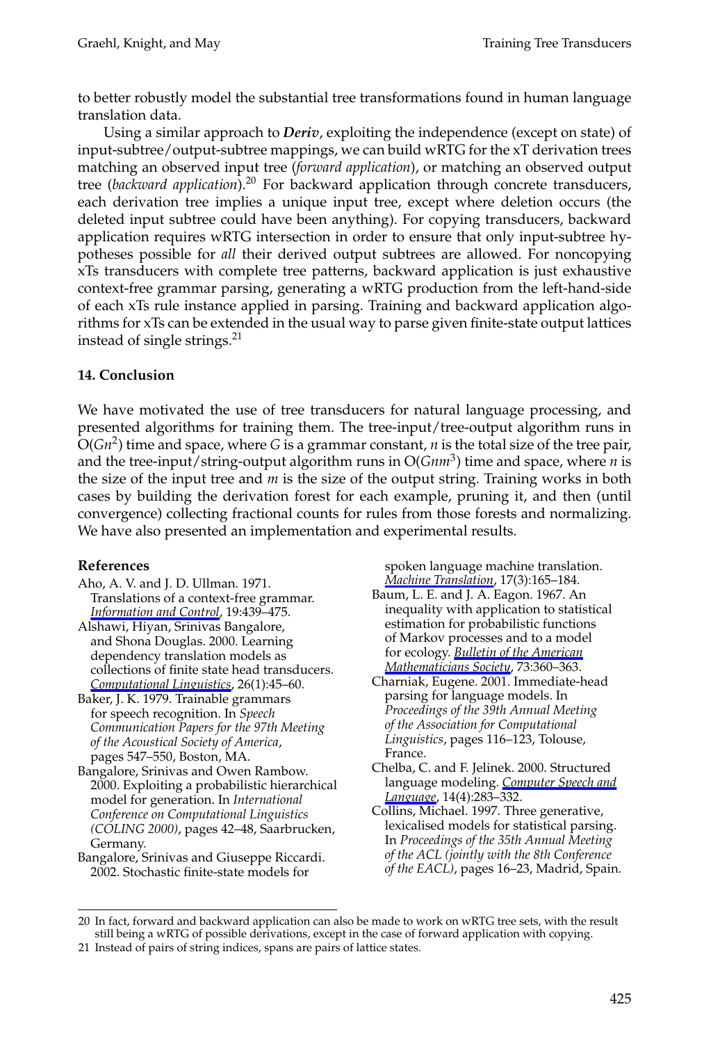to better robustly model the substantial tree transformations found in human language translation data.

Using a similar approach to ***Deriv***, exploiting the independence (except on state) of input-subtree/output-subtree mappings, we can build wRTG for the xT derivation trees matching an observed input tree (*forward application*), or matching an observed output tree (*backward application*).[20] For backward application through concrete transducers, each derivation tree implies a unique input tree, except where deletion occurs (the deleted input subtree could have been anything). For copying transducers, backward application requires wRTG intersection in order to ensure that only input-subtree hypotheses possible for *all* their derived output subtrees are allowed. For noncopying xTs transducers with complete tree patterns, backward application is just exhaustive context-free grammar parsing, generating a wRTG production from the left-hand-side of each xTs rule instance applied in parsing. Training and backward application algorithms for xTs can be extended in the usual way to parse given finite-state output lattices instead of single strings.[21]

## 14. Conclusion

We have motivated the use of tree transducers for natural language processing, and presented algorithms for training them. The tree-input/tree-output algorithm runs in $O(Gn^2)$ time and space, where $G$ is a grammar constant, $n$ is the total size of the tree pair, and the tree-input/string-output algorithm runs in $O(Gnm^3)$ time and space, where $n$ is the size of the input tree and $m$ is the size of the output string. Training works in both cases by building the derivation forest for each example, pruning it, and then (until convergence) collecting fractional counts for rules from those forests and normalizing. We have also presented an implementation and experimental results.

### References

Aho, A. V. and J. D. Ullman. 1971. Translations of a context-free grammar. *Information and Control*, 19:439–475.

Alshawi, Hiyan, Srinivas Bangalore, and Shona Douglas. 2000. Learning dependency translation models as collections of finite state head transducers. *Computational Linguistics*, 26(1):45–60.

Baker, J. K. 1979. Trainable grammars for speech recognition. In *Speech Communication Papers for the 97th Meeting of the Acoustical Society of America*, pages 547–550, Boston, MA.

Bangalore, Srinivas and Owen Rambow. 2000. Exploiting a probabilistic hierarchical model for generation. In *International Conference on Computational Linguistics (COLING 2000)*, pages 42–48, Saarbrucken, Germany.

Bangalore, Srinivas and Giuseppe Riccardi. 2002. Stochastic finite-state models for spoken language machine translation. *Machine Translation*, 17(3):165–184.

Baum, L. E. and J. A. Eagon. 1967. An inequality with application to statistical estimation for probabilistic functions of Markov processes and to a model for ecology. *Bulletin of the American Mathematicians Society*, 73:360–363.

Charniak, Eugene. 2001. Immediate-head parsing for language models. In *Proceedings of the 39th Annual Meeting of the Association for Computational Linguistics*, pages 116–123, Tolouse, France.

Chelba, C. and F. Jelinek. 2000. Structured language modeling. *Computer Speech and Language*, 14(4):283–332.

Collins, Michael. 1997. Three generative, lexicalised models for statistical parsing. In *Proceedings of the 35th Annual Meeting of the ACL (jointly with the 8th Conference of the EACL)*, pages 16–23, Madrid, Spain.

---

[20] In fact, forward and backward application can also be made to work on wRTG tree sets, with the result still being a wRTG of possible derivations, except in the case of forward application with copying.

[21] Instead of pairs of string indices, spans are pairs of lattice states.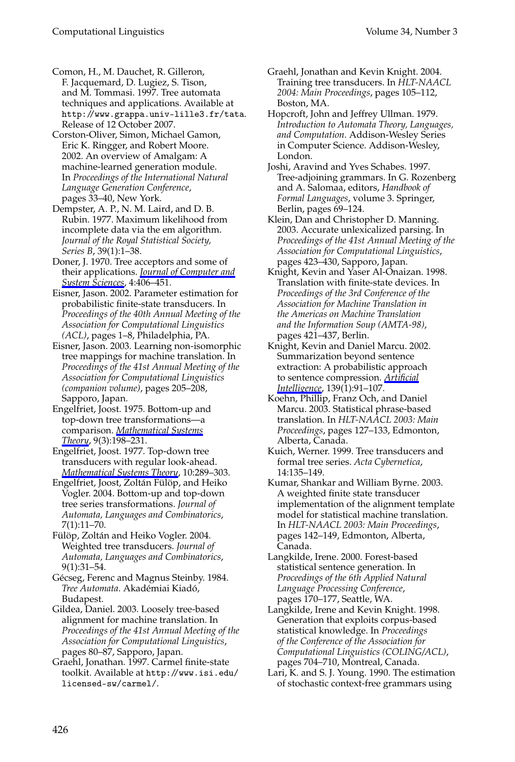Comon, H., M. Dauchet, R. Gilleron, F. Jacquemard, D. Lugiez, S. Tison, and M. Tommasi. 1997. Tree automata techniques and applications. Available at http://www.grappa.univ-lille3.fr/tata. Release of 12 October 2007.

Corston-Oliver, Simon, Michael Gamon, Eric K. Ringger, and Robert Moore. 2002. An overview of Amalgam: A machine-learned generation module. In *Proceedings of the International Natural Language Generation Conference*, pages 33–40, New York.

Dempster, A. P., N. M. Laird, and D. B. Rubin. 1977. Maximum likelihood from incomplete data via the em algorithm. *Journal of the Royal Statistical Society, Series B*, 39(1):1–38.

Doner, J. 1970. Tree acceptors and some of their applications. *Journal of Computer and System Sciences*, 4:406–451.

Eisner, Jason. 2002. Parameter estimation for probabilistic finite-state transducers. In *Proceedings of the 40th Annual Meeting of the Association for Computational Linguistics (ACL)*, pages 1–8, Philadelphia, PA.

Eisner, Jason. 2003. Learning non-isomorphic tree mappings for machine translation. In *Proceedings of the 41st Annual Meeting of the Association for Computational Linguistics (companion volume)*, pages 205–208, Sapporo, Japan.

Engelfriet, Joost. 1975. Bottom-up and top-down tree transformations—a comparison. *Mathematical Systems Theory*, 9(3):198–231.

Engelfriet, Joost. 1977. Top-down tree transducers with regular look-ahead. *Mathematical Systems Theory*, 10:289–303.

Engelfriet, Joost, Zoltán Fülöp, and Heiko Vogler. 2004. Bottom-up and top-down tree series transformations. *Journal of Automata, Languages and Combinatorics*, 7(1):11–70.

Fülöp, Zoltán and Heiko Vogler. 2004. Weighted tree transducers. *Journal of Automata, Languages and Combinatorics*, 9(1):31–54.

Gécseg, Ferenc and Magnus Steinby. 1984. *Tree Automata*. Akadémiai Kiadó, Budapest.

Gildea, Daniel. 2003. Loosely tree-based alignment for machine translation. In *Proceedings of the 41st Annual Meeting of the Association for Computational Linguistics*, pages 80–87, Sapporo, Japan.

Graehl, Jonathan. 1997. Carmel finite-state toolkit. Available at http://www.isi.edu/licensed-sw/carmel/.

Graehl, Jonathan and Kevin Knight. 2004. Training tree transducers. In *HLT-NAACL 2004: Main Proceedings*, pages 105–112, Boston, MA.

Hopcroft, John and Jeffrey Ullman. 1979. *Introduction to Automata Theory, Languages, and Computation*. Addison-Wesley Series in Computer Science. Addison-Wesley, London.

Joshi, Aravind and Yves Schabes. 1997. Tree-adjoining grammars. In G. Rozenberg and A. Salomaa, editors, *Handbook of Formal Languages*, volume 3. Springer, Berlin, pages 69–124.

Klein, Dan and Christopher D. Manning. 2003. Accurate unlexicalized parsing. In *Proceedings of the 41st Annual Meeting of the Association for Computational Linguistics*, pages 423–430, Sapporo, Japan.

Knight, Kevin and Yaser Al-Onaizan. 1998. Translation with finite-state devices. In *Proceedings of the 3rd Conference of the Association for Machine Translation in the Americas on Machine Translation and the Information Soup (AMTA-98)*, pages 421–437, Berlin.

Knight, Kevin and Daniel Marcu. 2002. Summarization beyond sentence extraction: A probabilistic approach to sentence compression. *Artificial Intelligence*, 139(1):91–107.

Koehn, Phillip, Franz Och, and Daniel Marcu. 2003. Statistical phrase-based translation. In *HLT-NAACL 2003: Main Proceedings*, pages 127–133, Edmonton, Alberta, Canada.

Kuich, Werner. 1999. Tree transducers and formal tree series. *Acta Cybernetica*, 14:135–149.

Kumar, Shankar and William Byrne. 2003. A weighted finite state transducer implementation of the alignment template model for statistical machine translation. In *HLT-NAACL 2003: Main Proceedings*, pages 142–149, Edmonton, Alberta, Canada.

Langkilde, Irene. 2000. Forest-based statistical sentence generation. In *Proceedings of the 6th Applied Natural Language Processing Conference*, pages 170–177, Seattle, WA.

Langkilde, Irene and Kevin Knight. 1998. Generation that exploits corpus-based statistical knowledge. In *Proceedings of the Conference of the Association for Computational Linguistics (COLING/ACL)*, pages 704–710, Montreal, Canada.

Lari, K. and S. J. Young. 1990. The estimation of stochastic context-free grammars using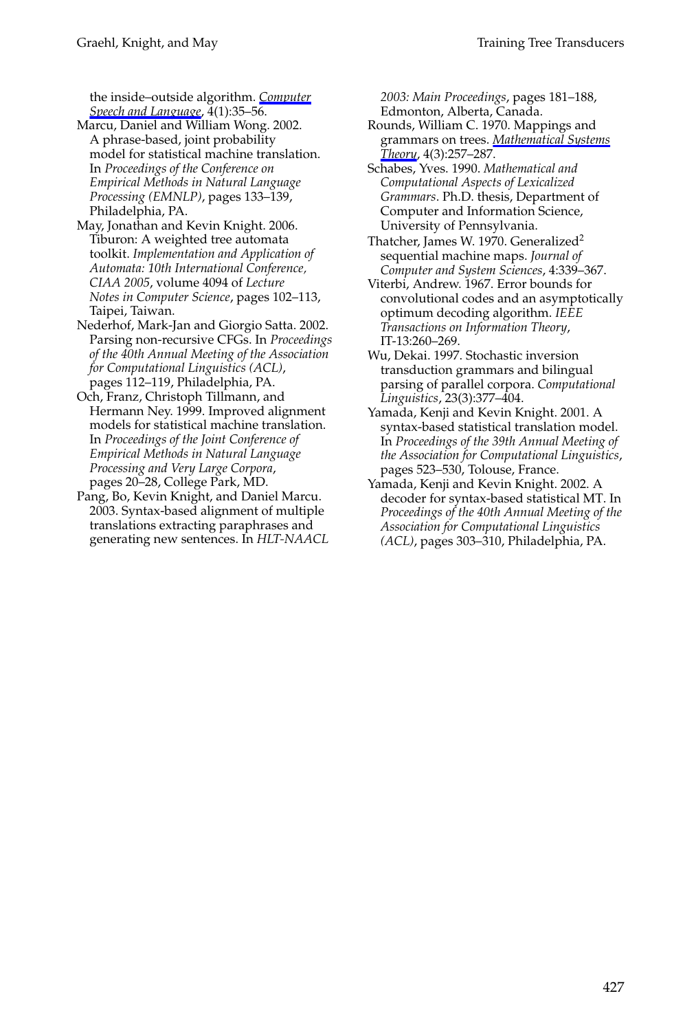the inside–outside algorithm. *Computer Speech and Language*, 4(1):35–56.

Marcu, Daniel and William Wong. 2002. A phrase-based, joint probability model for statistical machine translation. In *Proceedings of the Conference on Empirical Methods in Natural Language Processing (EMNLP)*, pages 133–139, Philadelphia, PA.

May, Jonathan and Kevin Knight. 2006. Tiburon: A weighted tree automata toolkit. *Implementation and Application of Automata: 10th International Conference, CIAA 2005*, volume 4094 of *Lecture Notes in Computer Science*, pages 102–113, Taipei, Taiwan.

Nederhof, Mark-Jan and Giorgio Satta. 2002. Parsing non-recursive CFGs. In *Proceedings of the 40th Annual Meeting of the Association for Computational Linguistics (ACL)*, pages 112–119, Philadelphia, PA.

Och, Franz, Christoph Tillmann, and Hermann Ney. 1999. Improved alignment models for statistical machine translation. In *Proceedings of the Joint Conference of Empirical Methods in Natural Language Processing and Very Large Corpora*, pages 20–28, College Park, MD.

Pang, Bo, Kevin Knight, and Daniel Marcu. 2003. Syntax-based alignment of multiple translations extracting paraphrases and generating new sentences. In *HLT-NAACL 2003: Main Proceedings*, pages 181–188, Edmonton, Alberta, Canada.

Rounds, William C. 1970. Mappings and grammars on trees. *Mathematical Systems Theory*, 4(3):257–287.

Schabes, Yves. 1990. *Mathematical and Computational Aspects of Lexicalized Grammars*. Ph.D. thesis, Department of Computer and Information Science, University of Pennsylvania.

Thatcher, James W. 1970. Generalized$^2$ sequential machine maps. *Journal of Computer and System Sciences*, 4:339–367.

Viterbi, Andrew. 1967. Error bounds for convolutional codes and an asymptotically optimum decoding algorithm. *IEEE Transactions on Information Theory*, IT-13:260–269.

Wu, Dekai. 1997. Stochastic inversion transduction grammars and bilingual parsing of parallel corpora. *Computational Linguistics*, 23(3):377–404.

Yamada, Kenji and Kevin Knight. 2001. A syntax-based statistical translation model. In *Proceedings of the 39th Annual Meeting of the Association for Computational Linguistics*, pages 523–530, Tolouse, France.

Yamada, Kenji and Kevin Knight. 2002. A decoder for syntax-based statistical MT. In *Proceedings of the 40th Annual Meeting of the Association for Computational Linguistics (ACL)*, pages 303–310, Philadelphia, PA.